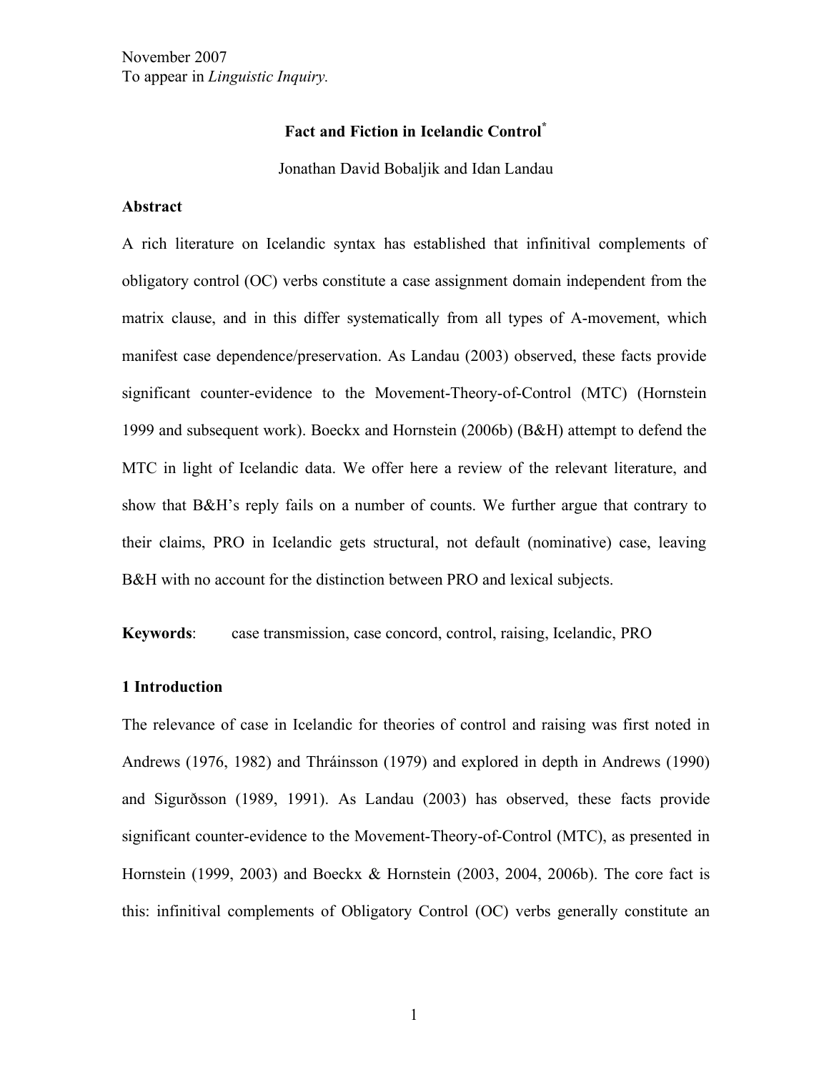November 2007
To appear in *Linguistic Inquiry.*

# Fact and Fiction in Icelandic Control[*]

Jonathan David Bobaljik and Idan Landau

## Abstract

A rich literature on Icelandic syntax has established that infinitival complements of obligatory control (OC) verbs constitute a case assignment domain independent from the matrix clause, and in this differ systematically from all types of A-movement, which manifest case dependence/preservation. As Landau (2003) observed, these facts provide significant counter-evidence to the Movement-Theory-of-Control (MTC) (Hornstein 1999 and subsequent work). Boeckx and Hornstein (2006b) (B&H) attempt to defend the MTC in light of Icelandic data. We offer here a review of the relevant literature, and show that B&H's reply fails on a number of counts. We further argue that contrary to their claims, PRO in Icelandic gets structural, not default (nominative) case, leaving B&H with no account for the distinction between PRO and lexical subjects.

**Keywords**: case transmission, case concord, control, raising, Icelandic, PRO

## 1 Introduction

The relevance of case in Icelandic for theories of control and raising was first noted in Andrews (1976, 1982) and Thráinsson (1979) and explored in depth in Andrews (1990) and Sigurðsson (1989, 1991). As Landau (2003) has observed, these facts provide significant counter-evidence to the Movement-Theory-of-Control (MTC), as presented in Hornstein (1999, 2003) and Boeckx & Hornstein (2003, 2004, 2006b). The core fact is this: infinitival complements of Obligatory Control (OC) verbs generally constitute an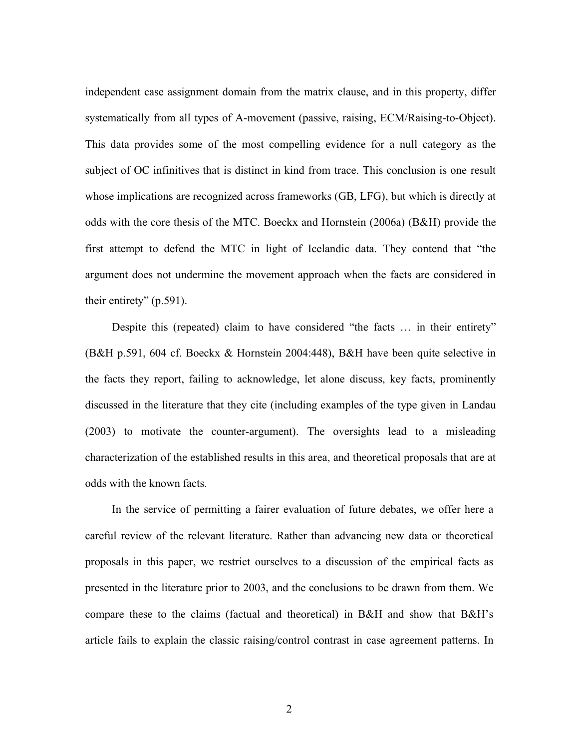independent case assignment domain from the matrix clause, and in this property, differ systematically from all types of A-movement (passive, raising, ECM/Raising-to-Object). This data provides some of the most compelling evidence for a null category as the subject of OC infinitives that is distinct in kind from trace. This conclusion is one result whose implications are recognized across frameworks (GB, LFG), but which is directly at odds with the core thesis of the MTC. Boeckx and Hornstein (2006a) (B&H) provide the first attempt to defend the MTC in light of Icelandic data. They contend that "the argument does not undermine the movement approach when the facts are considered in their entirety" (p.591).

Despite this (repeated) claim to have considered "the facts … in their entirety" (B&H p.591, 604 cf. Boeckx & Hornstein 2004:448), B&H have been quite selective in the facts they report, failing to acknowledge, let alone discuss, key facts, prominently discussed in the literature that they cite (including examples of the type given in Landau (2003) to motivate the counter-argument). The oversights lead to a misleading characterization of the established results in this area, and theoretical proposals that are at odds with the known facts.

In the service of permitting a fairer evaluation of future debates, we offer here a careful review of the relevant literature. Rather than advancing new data or theoretical proposals in this paper, we restrict ourselves to a discussion of the empirical facts as presented in the literature prior to 2003, and the conclusions to be drawn from them. We compare these to the claims (factual and theoretical) in B&H and show that B&H's article fails to explain the classic raising/control contrast in case agreement patterns. In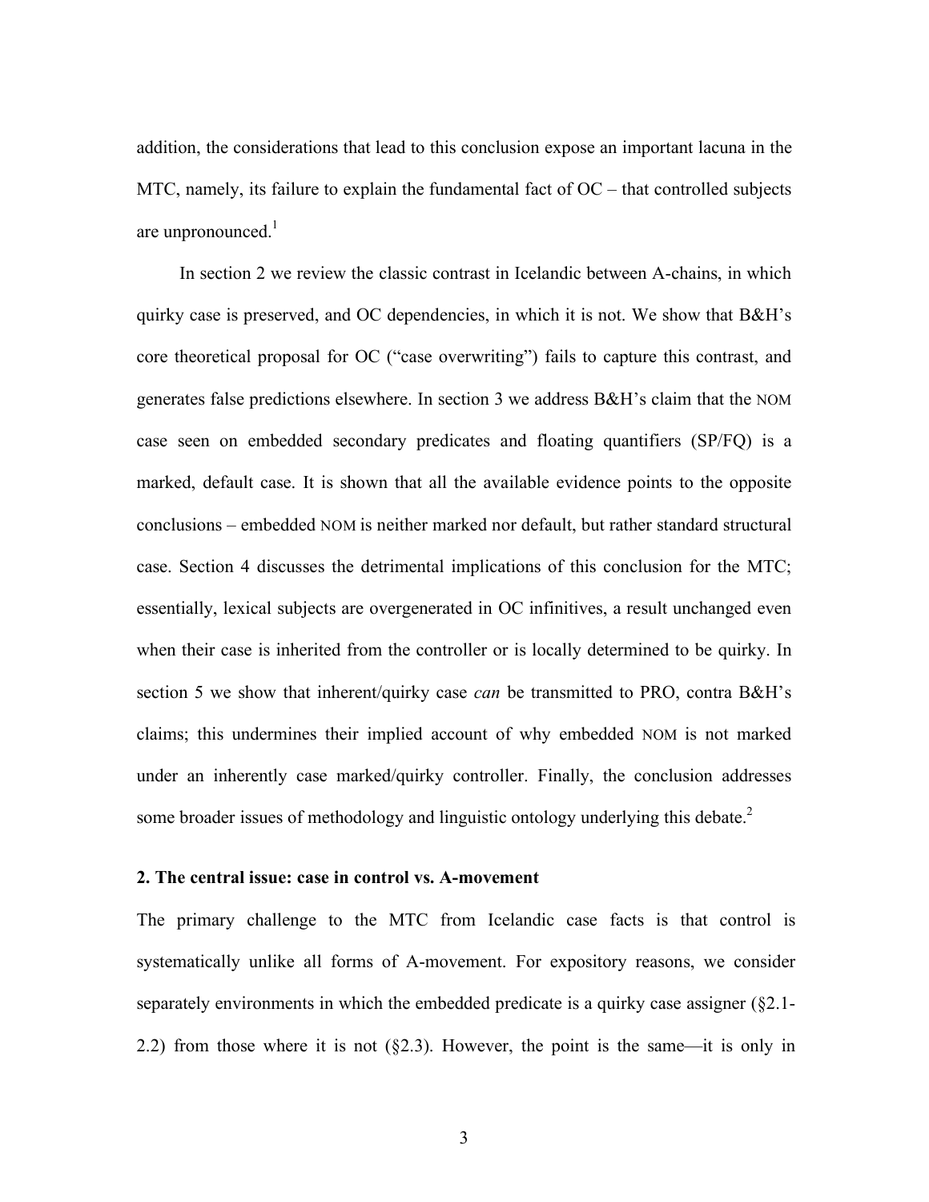addition, the considerations that lead to this conclusion expose an important lacuna in the MTC, namely, its failure to explain the fundamental fact of OC – that controlled subjects are unpronounced.[1]

In section 2 we review the classic contrast in Icelandic between A-chains, in which quirky case is preserved, and OC dependencies, in which it is not. We show that B&H's core theoretical proposal for OC ("case overwriting") fails to capture this contrast, and generates false predictions elsewhere. In section 3 we address B&H's claim that the NOM case seen on embedded secondary predicates and floating quantifiers (SP/FQ) is a marked, default case. It is shown that all the available evidence points to the opposite conclusions – embedded NOM is neither marked nor default, but rather standard structural case. Section 4 discusses the detrimental implications of this conclusion for the MTC; essentially, lexical subjects are overgenerated in OC infinitives, a result unchanged even when their case is inherited from the controller or is locally determined to be quirky. In section 5 we show that inherent/quirky case *can* be transmitted to PRO, contra B&H's claims; this undermines their implied account of why embedded NOM is not marked under an inherently case marked/quirky controller. Finally, the conclusion addresses some broader issues of methodology and linguistic ontology underlying this debate.[2]

## 2. The central issue: case in control vs. A-movement

The primary challenge to the MTC from Icelandic case facts is that control is systematically unlike all forms of A-movement. For expository reasons, we consider separately environments in which the embedded predicate is a quirky case assigner (§2.1-2.2) from those where it is not (§2.3). However, the point is the same—it is only in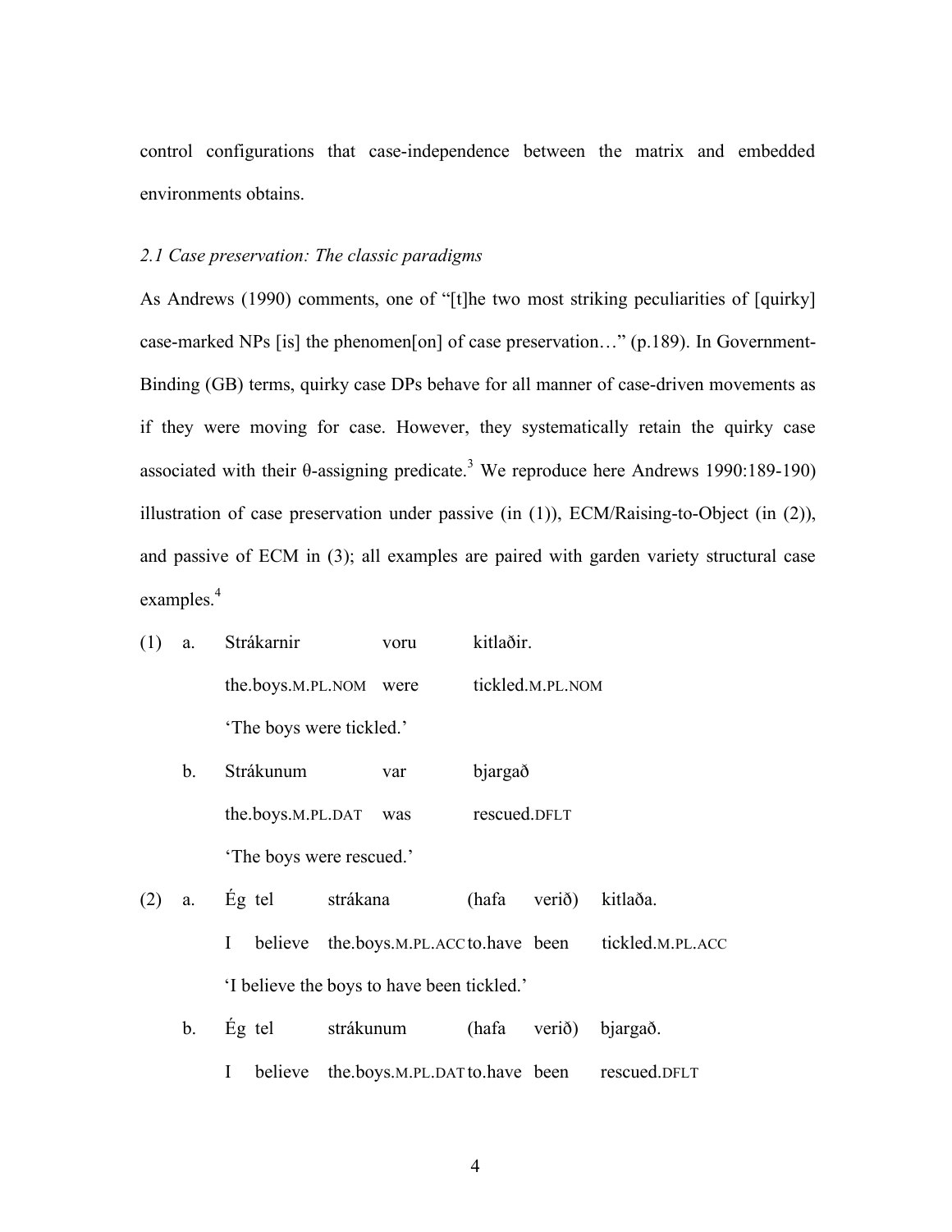control configurations that case-independence between the matrix and embedded environments obtains.

*2.1 Case preservation: The classic paradigms*

As Andrews (1990) comments, one of "[t]he two most striking peculiarities of [quirky] case-marked NPs [is] the phenomen[on] of case preservation…" (p.189). In Government-Binding (GB) terms, quirky case DPs behave for all manner of case-driven movements as if they were moving for case. However, they systematically retain the quirky case associated with their θ-assigning predicate.[3] We reproduce here Andrews 1990:189-190) illustration of case preservation under passive (in (1)), ECM/Raising-to-Object (in (2)), and passive of ECM in (3); all examples are paired with garden variety structural case examples.[4]

(1) a. Strákarnir voru kitlaðir.
 the.boys.M.PL.NOM were tickled.M.PL.NOM
 'The boys were tickled.'

 b. Strákunum var bjargað
 the.boys.M.PL.DAT was rescued.DFLT
 'The boys were rescued.'

(2) a. Ég tel strákana (hafa verið) kitlaða.
 I believe the.boys.M.PL.ACC to.have been tickled.M.PL.ACC
 'I believe the boys to have been tickled.'

 b. Ég tel strákunum (hafa verið) bjargað.
 I believe the.boys.M.PL.DAT to.have been rescued.DFLT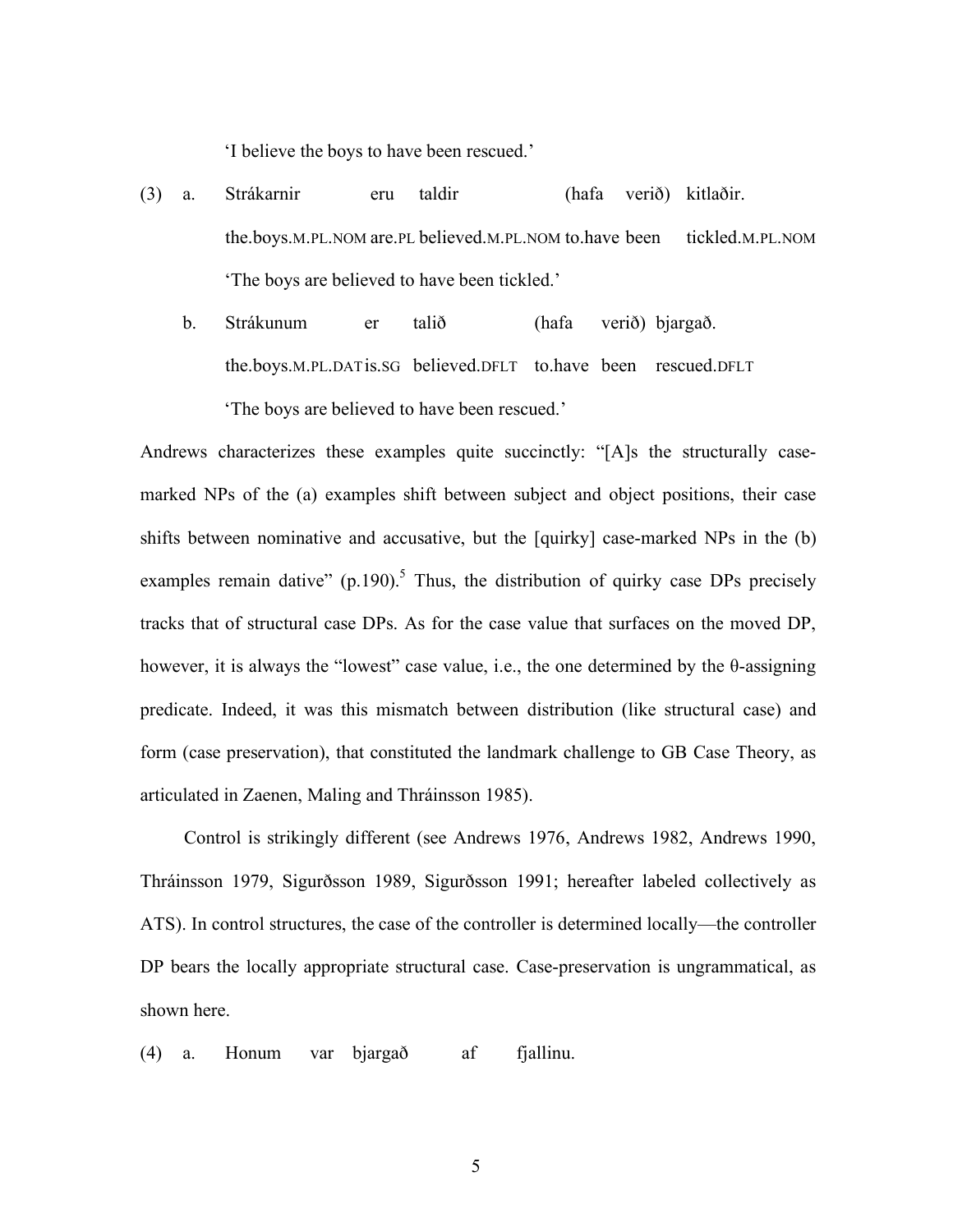'I believe the boys to have been rescued.'

(3) a. Strákarnir eru taldir (hafa verið) kitlaðir.
  the.boys.M.PL.NOM are.PL believed.M.PL.NOM to.have been tickled.M.PL.NOM
  'The boys are believed to have been tickled.'

 b. Strákunum er talið (hafa verið) bjargað.
  the.boys.M.PL.DAT is.SG believed.DFLT to.have been rescued.DFLT
  'The boys are believed to have been rescued.'

Andrews characterizes these examples quite succinctly: "[A]s the structurally case-marked NPs of the (a) examples shift between subject and object positions, their case shifts between nominative and accusative, but the [quirky] case-marked NPs in the (b) examples remain dative" (p.190).[5] Thus, the distribution of quirky case DPs precisely tracks that of structural case DPs. As for the case value that surfaces on the moved DP, however, it is always the "lowest" case value, i.e., the one determined by the θ-assigning predicate. Indeed, it was this mismatch between distribution (like structural case) and form (case preservation), that constituted the landmark challenge to GB Case Theory, as articulated in Zaenen, Maling and Thráinsson 1985).

Control is strikingly different (see Andrews 1976, Andrews 1982, Andrews 1990, Thráinsson 1979, Sigurðsson 1989, Sigurðsson 1991; hereafter labeled collectively as ATS). In control structures, the case of the controller is determined locally—the controller DP bears the locally appropriate structural case. Case-preservation is ungrammatical, as shown here.

(4) a. Honum var bjargað af fjallinu.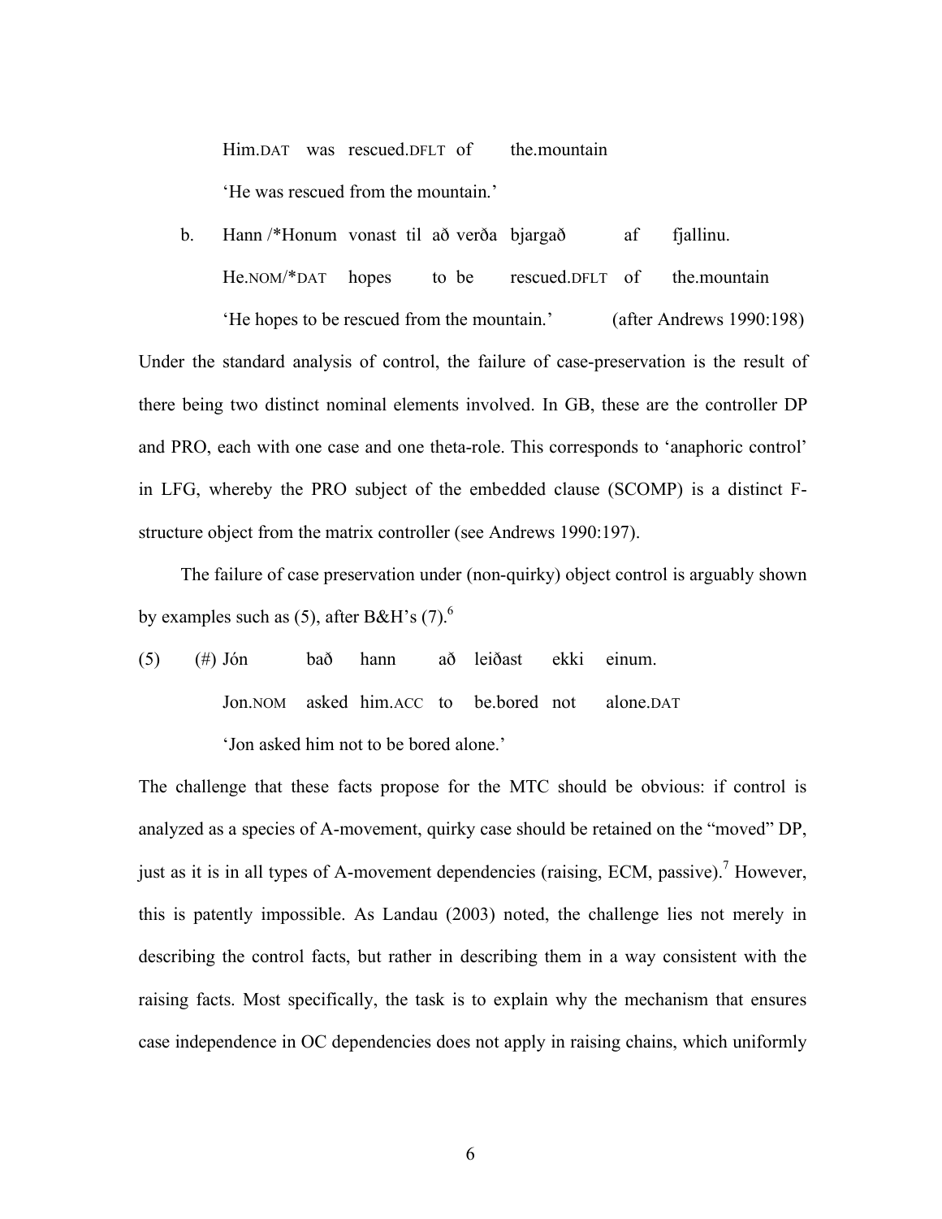Him.DAT was rescued.DFLT of the.mountain

'He was rescued from the mountain.'

b. Hann /*Honum vonast til að verða bjargað af fjallinu.

He.NOM/*DAT hopes to be rescued.DFLT of the.mountain

'He hopes to be rescued from the mountain.' (after Andrews 1990:198)

Under the standard analysis of control, the failure of case-preservation is the result of there being two distinct nominal elements involved. In GB, these are the controller DP and PRO, each with one case and one theta-role. This corresponds to 'anaphoric control' in LFG, whereby the PRO subject of the embedded clause (SCOMP) is a distinct F-structure object from the matrix controller (see Andrews 1990:197).

The failure of case preservation under (non-quirky) object control is arguably shown by examples such as (5), after B&H's (7).[6]

(5) (#) Jón bað hann að leiðast ekki einum.

Jon.NOM asked him.ACC to be.bored not alone.DAT

'Jon asked him not to be bored alone.'

The challenge that these facts propose for the MTC should be obvious: if control is analyzed as a species of A-movement, quirky case should be retained on the "moved" DP, just as it is in all types of A-movement dependencies (raising, ECM, passive).[7] However, this is patently impossible. As Landau (2003) noted, the challenge lies not merely in describing the control facts, but rather in describing them in a way consistent with the raising facts. Most specifically, the task is to explain why the mechanism that ensures case independence in OC dependencies does not apply in raising chains, which uniformly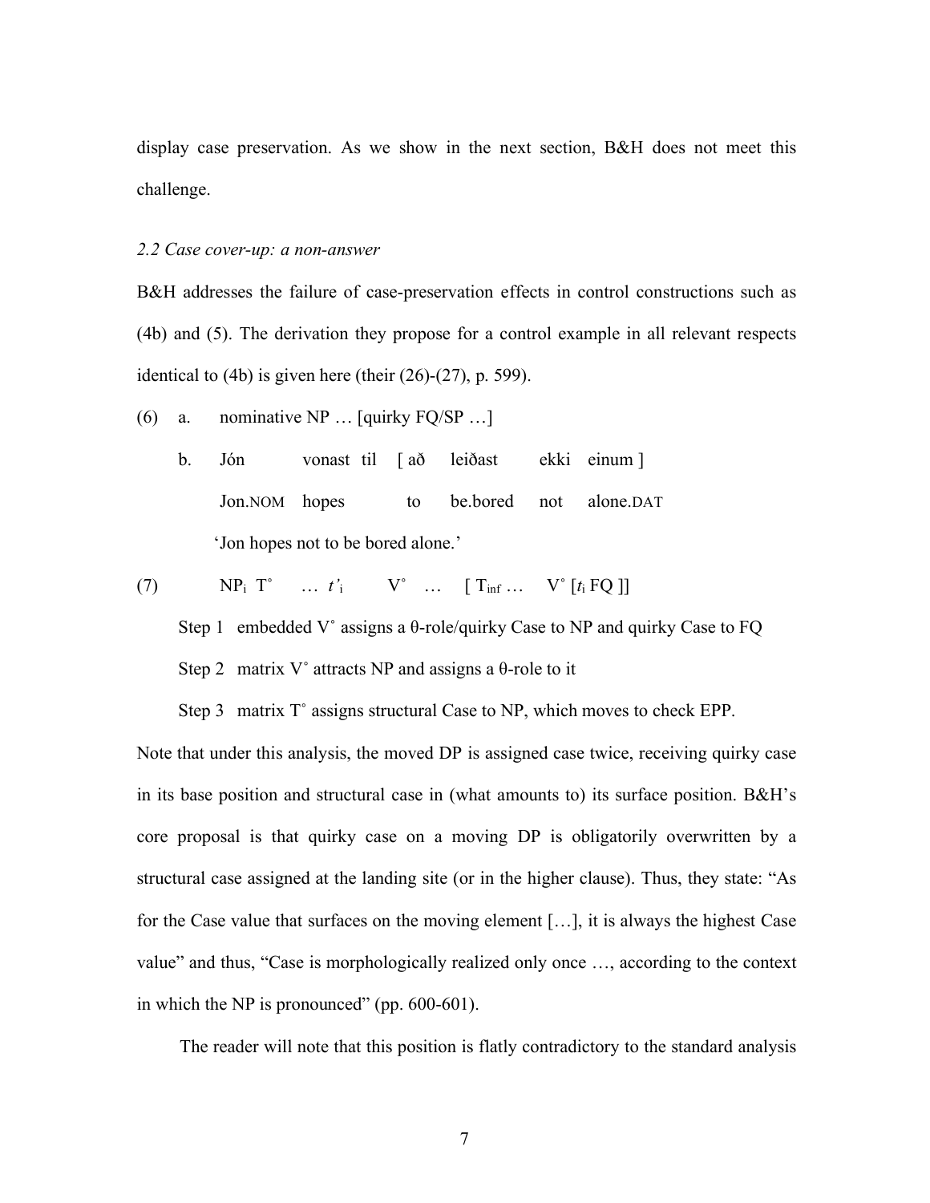display case preservation. As we show in the next section, B&H does not meet this challenge.

*2.2 Case cover-up: a non-answer*

B&H addresses the failure of case-preservation effects in control constructions such as (4b) and (5). The derivation they propose for a control example in all relevant respects identical to (4b) is given here (their (26)-(27), p. 599).

(6) a. nominative NP … [quirky FQ/SP …]

b. Jón vonast til [ að leiðast ekki einum ]
   Jon.NOM hopes to be.bored not alone.DAT
   'Jon hopes not to be bored alone.'

(7) $NP_i$ T˚ … $t'_i$ V˚ … [ $T_{inf}$ … V˚ [$t_i$ FQ ]]

Step 1 embedded V˚ assigns a θ-role/quirky Case to NP and quirky Case to FQ

Step 2 matrix V˚ attracts NP and assigns a θ-role to it

Step 3 matrix T˚ assigns structural Case to NP, which moves to check EPP.

Note that under this analysis, the moved DP is assigned case twice, receiving quirky case in its base position and structural case in (what amounts to) its surface position. B&H's core proposal is that quirky case on a moving DP is obligatorily overwritten by a structural case assigned at the landing site (or in the higher clause). Thus, they state: "As for the Case value that surfaces on the moving element […], it is always the highest Case value" and thus, "Case is morphologically realized only once …, according to the context in which the NP is pronounced" (pp. 600-601).

The reader will note that this position is flatly contradictory to the standard analysis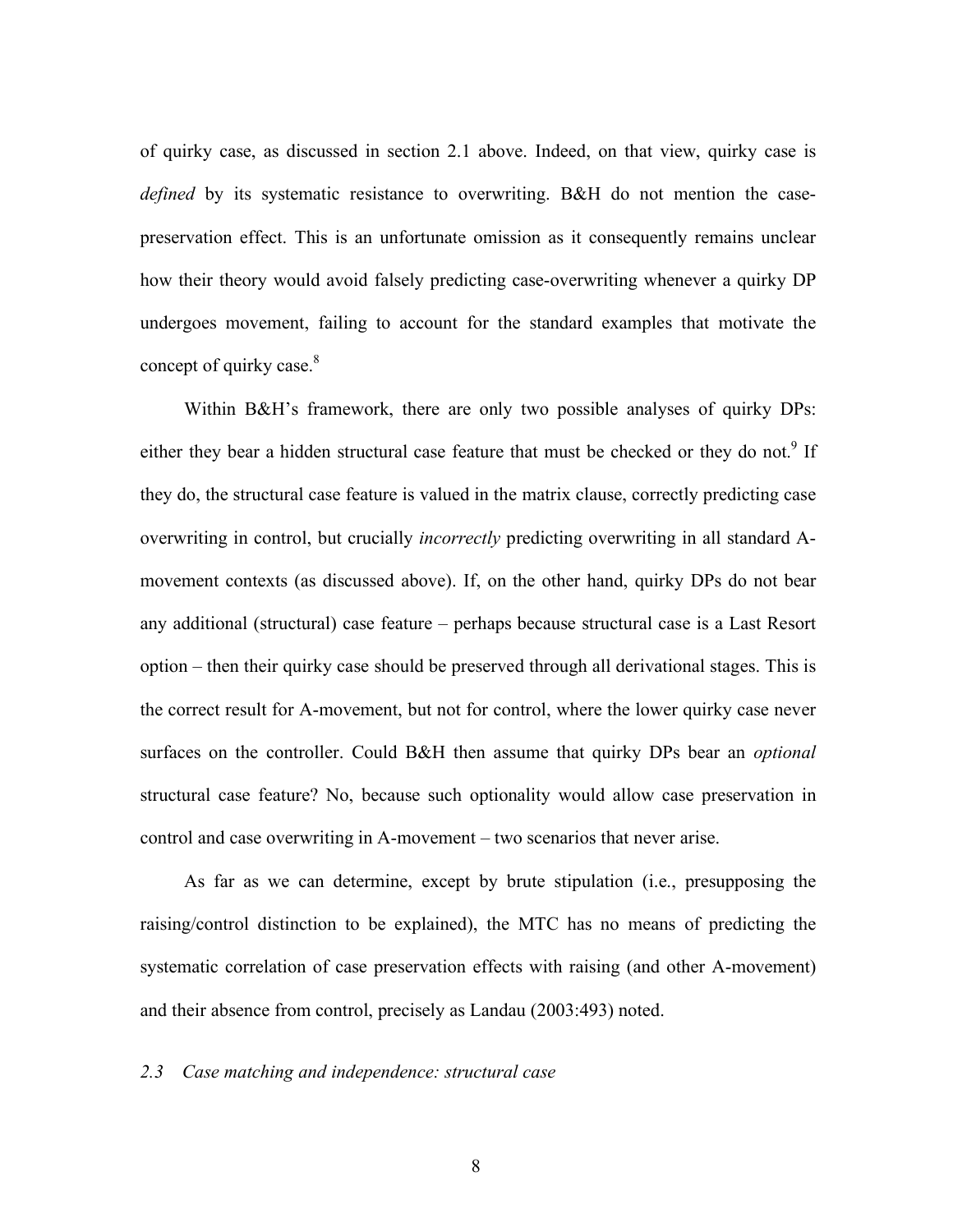of quirky case, as discussed in section 2.1 above. Indeed, on that view, quirky case is *defined* by its systematic resistance to overwriting. B&H do not mention the case-preservation effect. This is an unfortunate omission as it consequently remains unclear how their theory would avoid falsely predicting case-overwriting whenever a quirky DP undergoes movement, failing to account for the standard examples that motivate the concept of quirky case.[8]

Within B&H's framework, there are only two possible analyses of quirky DPs: either they bear a hidden structural case feature that must be checked or they do not.[9] If they do, the structural case feature is valued in the matrix clause, correctly predicting case overwriting in control, but crucially *incorrectly* predicting overwriting in all standard A-movement contexts (as discussed above). If, on the other hand, quirky DPs do not bear any additional (structural) case feature – perhaps because structural case is a Last Resort option – then their quirky case should be preserved through all derivational stages. This is the correct result for A-movement, but not for control, where the lower quirky case never surfaces on the controller. Could B&H then assume that quirky DPs bear an *optional* structural case feature? No, because such optionality would allow case preservation in control and case overwriting in A-movement – two scenarios that never arise.

As far as we can determine, except by brute stipulation (i.e., presupposing the raising/control distinction to be explained), the MTC has no means of predicting the systematic correlation of case preservation effects with raising (and other A-movement) and their absence from control, precisely as Landau (2003:493) noted.

### *2.3 Case matching and independence: structural case*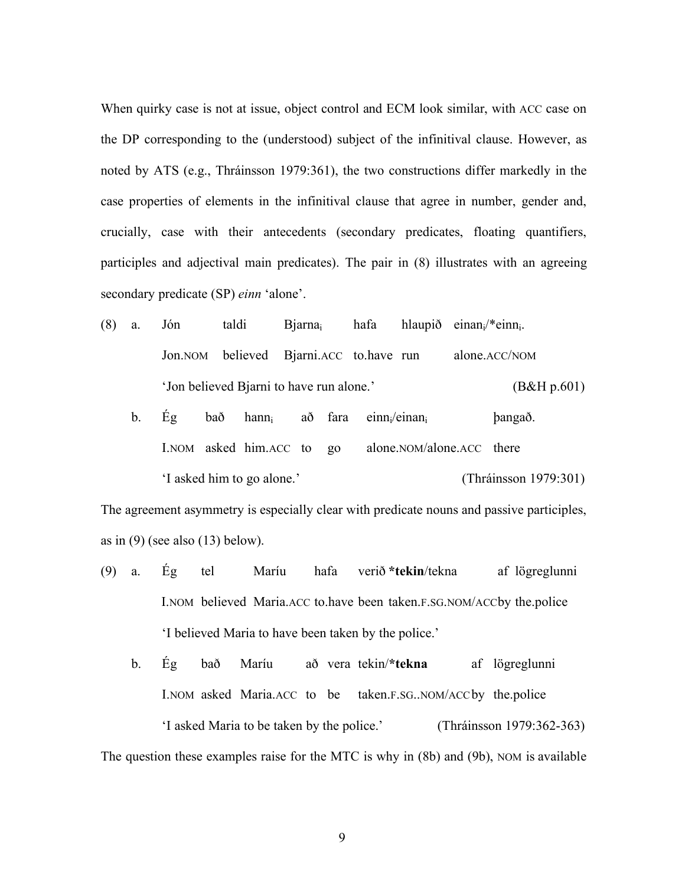When quirky case is not at issue, object control and ECM look similar, with ACC case on the DP corresponding to the (understood) subject of the infinitival clause. However, as noted by ATS (e.g., Thráinsson 1979:361), the two constructions differ markedly in the case properties of elements in the infinitival clause that agree in number, gender and, crucially, case with their antecedents (secondary predicates, floating quantifiers, participles and adjectival main predicates). The pair in (8) illustrates with an agreeing secondary predicate (SP) *einn* 'alone'.

(8) a. Jón taldi Bjarna$_i$ hafa hlaupið einan$_i$/*einn$_i$.
  Jon.NOM believed Bjarni.ACC to.have run alone.ACC/NOM
  'Jon believed Bjarni to have run alone.' (B&H p.601)

 b. Ég bað hann$_i$ að fara einn$_i$/einan$_i$ þangað.
  I.NOM asked him.ACC to go alone.NOM/alone.ACC there
  'I asked him to go alone.' (Thráinsson 1979:301)

The agreement asymmetry is especially clear with predicate nouns and passive participles, as in (9) (see also (13) below).

(9) a. Ég tel Maríu hafa verið ***tekin**/tekna af lögreglunni
  I.NOM believed Maria.ACC to.have been taken.F.SG.NOM/ACC by the.police
  'I believed Maria to have been taken by the police.'

 b. Ég bað Maríu að vera tekin/***tekna** af lögreglunni
  I.NOM asked Maria.ACC to be taken.F.SG..NOM/ACC by the.police
  'I asked Maria to be taken by the police.' (Thráinsson 1979:362-363)

The question these examples raise for the MTC is why in (8b) and (9b), NOM is available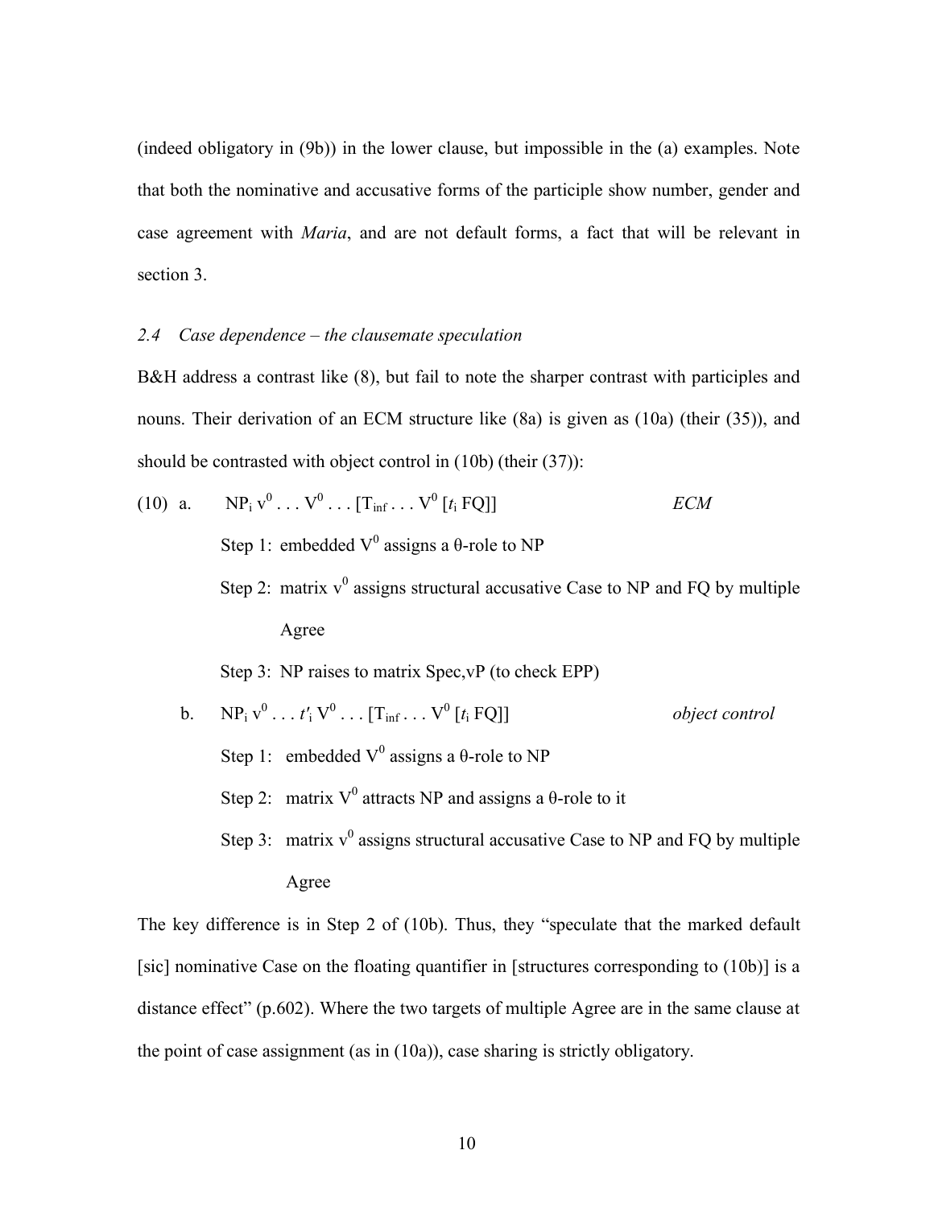(indeed obligatory in (9b)) in the lower clause, but impossible in the (a) examples. Note that both the nominative and accusative forms of the participle show number, gender and case agreement with *Maria*, and are not default forms, a fact that will be relevant in section 3.

### *2.4 Case dependence – the clausemate speculation*

B&H address a contrast like (8), but fail to note the sharper contrast with participles and nouns. Their derivation of an ECM structure like (8a) is given as (10a) (their (35)), and should be contrasted with object control in (10b) (their (37)):

(10) a. $\text{NP}_i\ \text{v}^0 \ldots \text{V}^0 \ldots [\text{T}_{\text{inf}} \ldots \text{V}^0\ [t_i\ \text{FQ}]]$ *ECM*

Step 1: embedded $\text{V}^0$ assigns a θ-role to NP

Step 2: matrix $\text{v}^0$ assigns structural accusative Case to NP and FQ by multiple Agree

Step 3: NP raises to matrix Spec,vP (to check EPP)

b. $\text{NP}_i\ \text{v}^0 \ldots t'_i\ \text{V}^0 \ldots [\text{T}_{\text{inf}} \ldots \text{V}^0\ [t_i\ \text{FQ}]]$ *object control*

Step 1: embedded $\text{V}^0$ assigns a θ-role to NP

Step 2: matrix $\text{V}^0$ attracts NP and assigns a θ-role to it

Step 3: matrix $\text{v}^0$ assigns structural accusative Case to NP and FQ by multiple Agree

The key difference is in Step 2 of (10b). Thus, they "speculate that the marked default [sic] nominative Case on the floating quantifier in [structures corresponding to (10b)] is a distance effect" (p.602). Where the two targets of multiple Agree are in the same clause at the point of case assignment (as in (10a)), case sharing is strictly obligatory.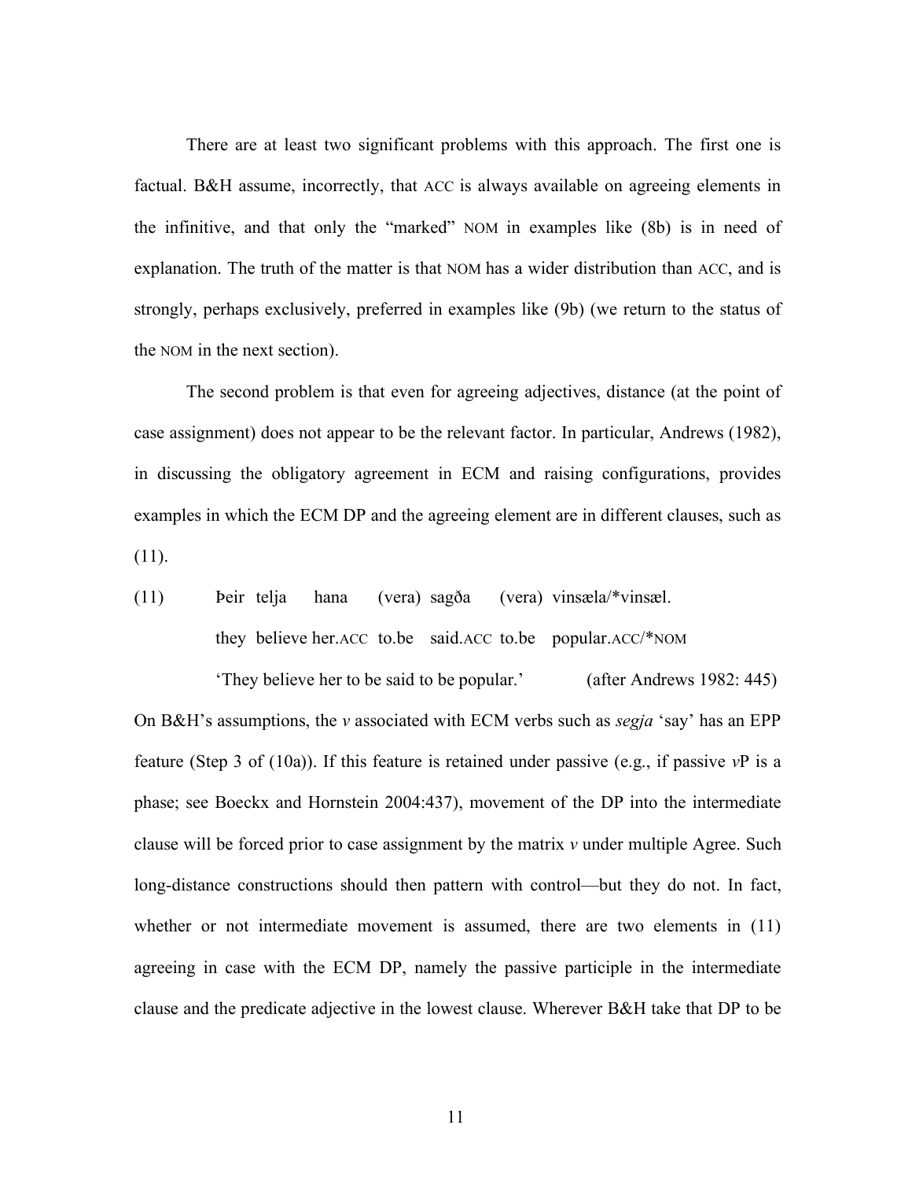There are at least two significant problems with this approach. The first one is factual. B&H assume, incorrectly, that ACC is always available on agreeing elements in the infinitive, and that only the "marked" NOM in examples like (8b) is in need of explanation. The truth of the matter is that NOM has a wider distribution than ACC, and is strongly, perhaps exclusively, preferred in examples like (9b) (we return to the status of the NOM in the next section).

The second problem is that even for agreeing adjectives, distance (at the point of case assignment) does not appear to be the relevant factor. In particular, Andrews (1982), in discussing the obligatory agreement in ECM and raising configurations, provides examples in which the ECM DP and the agreeing element are in different clauses, such as (11).

(11) Þeir telja hana (vera) sagða (vera) vinsæla/*vinsæl.
 they believe her.ACC to.be said.ACC to.be popular.ACC/*NOM
 'They believe her to be said to be popular.' (after Andrews 1982: 445)

On B&H's assumptions, the *v* associated with ECM verbs such as *segja* 'say' has an EPP feature (Step 3 of (10a)). If this feature is retained under passive (e.g., if passive *v*P is a phase; see Boeckx and Hornstein 2004:437), movement of the DP into the intermediate clause will be forced prior to case assignment by the matrix *v* under multiple Agree. Such long-distance constructions should then pattern with control—but they do not. In fact, whether or not intermediate movement is assumed, there are two elements in (11) agreeing in case with the ECM DP, namely the passive participle in the intermediate clause and the predicate adjective in the lowest clause. Wherever B&H take that DP to be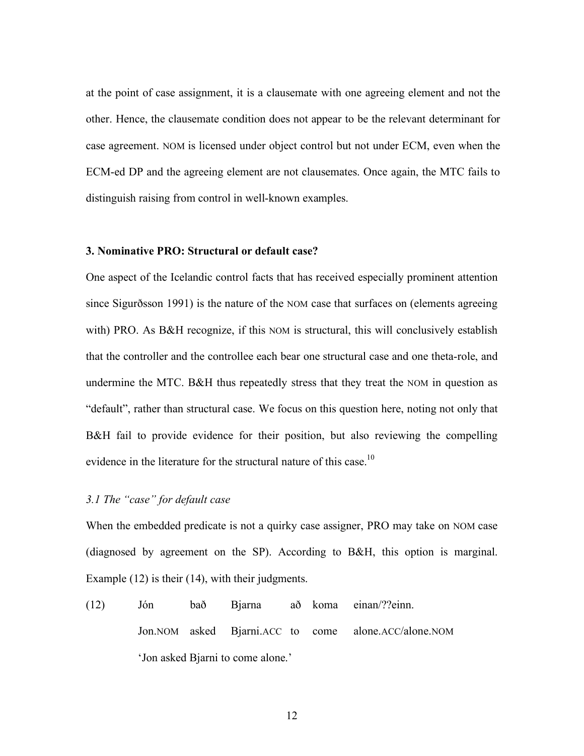at the point of case assignment, it is a clausemate with one agreeing element and not the other. Hence, the clausemate condition does not appear to be the relevant determinant for case agreement. NOM is licensed under object control but not under ECM, even when the ECM-ed DP and the agreeing element are not clausemates. Once again, the MTC fails to distinguish raising from control in well-known examples.

## 3. Nominative PRO: Structural or default case?

One aspect of the Icelandic control facts that has received especially prominent attention since Sigurðsson 1991) is the nature of the NOM case that surfaces on (elements agreeing with) PRO. As B&H recognize, if this NOM is structural, this will conclusively establish that the controller and the controllee each bear one structural case and one theta-role, and undermine the MTC. B&H thus repeatedly stress that they treat the NOM in question as "default", rather than structural case. We focus on this question here, noting not only that B&H fail to provide evidence for their position, but also reviewing the compelling evidence in the literature for the structural nature of this case.[10]

### *3.1 The "case" for default case*

When the embedded predicate is not a quirky case assigner, PRO may take on NOM case (diagnosed by agreement on the SP). According to B&H, this option is marginal. Example (12) is their (14), with their judgments.

(12) Jón bað Bjarna að koma einan/??einn.
Jon.NOM asked Bjarni.ACC to come alone.ACC/alone.NOM
'Jon asked Bjarni to come alone.'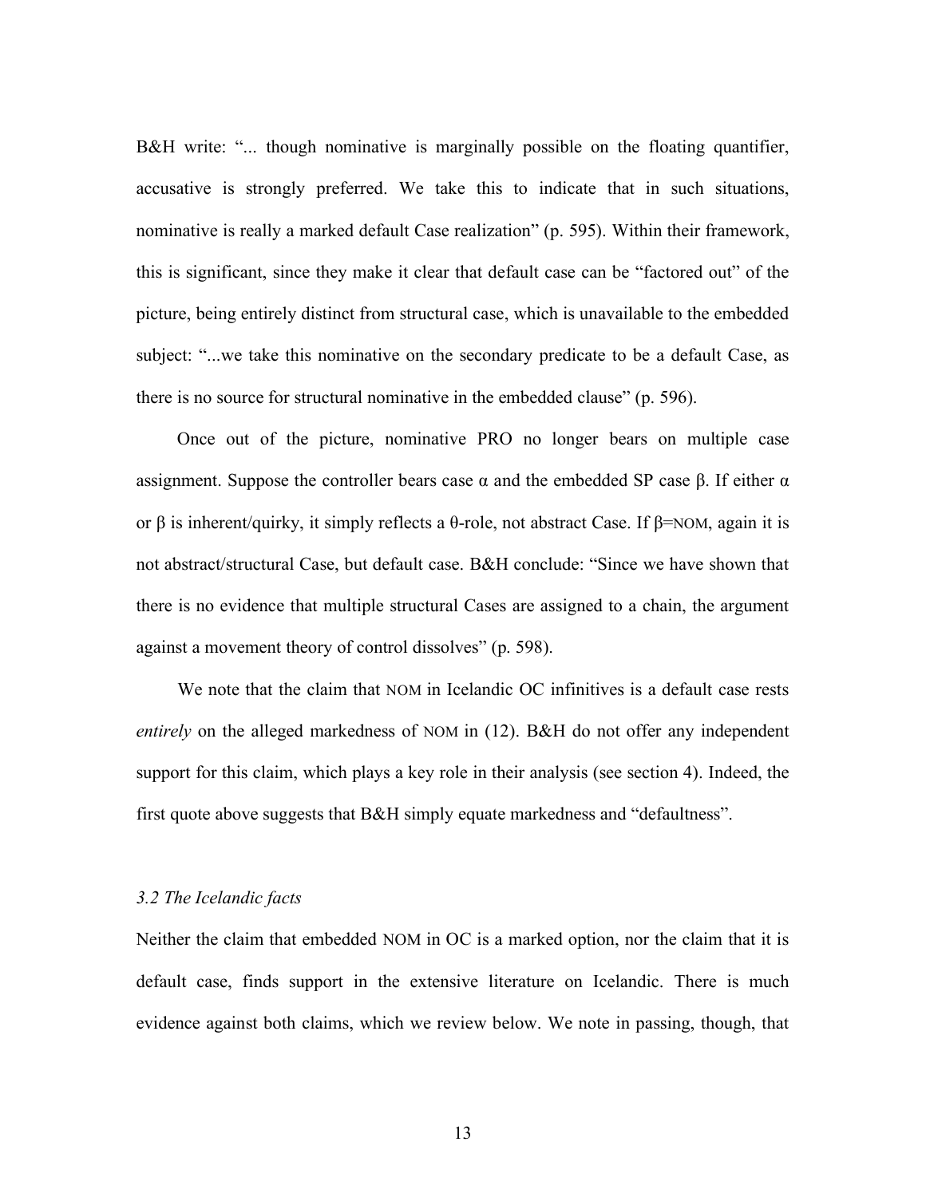B&H write: "... though nominative is marginally possible on the floating quantifier, accusative is strongly preferred. We take this to indicate that in such situations, nominative is really a marked default Case realization" (p. 595). Within their framework, this is significant, since they make it clear that default case can be "factored out" of the picture, being entirely distinct from structural case, which is unavailable to the embedded subject: "...we take this nominative on the secondary predicate to be a default Case, as there is no source for structural nominative in the embedded clause" (p. 596).

Once out of the picture, nominative PRO no longer bears on multiple case assignment. Suppose the controller bears case α and the embedded SP case β. If either α or β is inherent/quirky, it simply reflects a θ-role, not abstract Case. If β=NOM, again it is not abstract/structural Case, but default case. B&H conclude: "Since we have shown that there is no evidence that multiple structural Cases are assigned to a chain, the argument against a movement theory of control dissolves" (p. 598).

We note that the claim that NOM in Icelandic OC infinitives is a default case rests *entirely* on the alleged markedness of NOM in (12). B&H do not offer any independent support for this claim, which plays a key role in their analysis (see section 4). Indeed, the first quote above suggests that B&H simply equate markedness and "defaultness".

### *3.2 The Icelandic facts*

Neither the claim that embedded NOM in OC is a marked option, nor the claim that it is default case, finds support in the extensive literature on Icelandic. There is much evidence against both claims, which we review below. We note in passing, though, that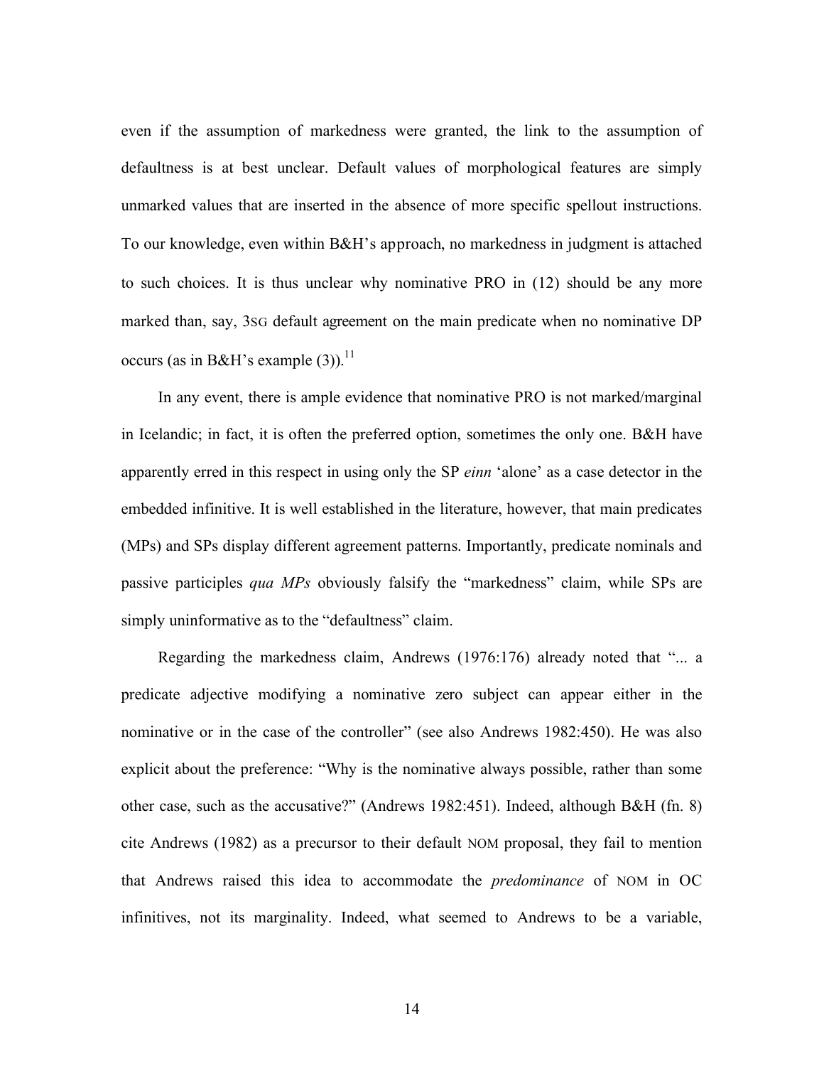even if the assumption of markedness were granted, the link to the assumption of defaultness is at best unclear. Default values of morphological features are simply unmarked values that are inserted in the absence of more specific spellout instructions. To our knowledge, even within B&H's approach, no markedness in judgment is attached to such choices. It is thus unclear why nominative PRO in (12) should be any more marked than, say, 3SG default agreement on the main predicate when no nominative DP occurs (as in B&H's example (3)).[11]

In any event, there is ample evidence that nominative PRO is not marked/marginal in Icelandic; in fact, it is often the preferred option, sometimes the only one. B&H have apparently erred in this respect in using only the SP *einn* 'alone' as a case detector in the embedded infinitive. It is well established in the literature, however, that main predicates (MPs) and SPs display different agreement patterns. Importantly, predicate nominals and passive participles *qua MPs* obviously falsify the "markedness" claim, while SPs are simply uninformative as to the "defaultness" claim.

Regarding the markedness claim, Andrews (1976:176) already noted that "... a predicate adjective modifying a nominative zero subject can appear either in the nominative or in the case of the controller" (see also Andrews 1982:450). He was also explicit about the preference: "Why is the nominative always possible, rather than some other case, such as the accusative?" (Andrews 1982:451). Indeed, although B&H (fn. 8) cite Andrews (1982) as a precursor to their default NOM proposal, they fail to mention that Andrews raised this idea to accommodate the *predominance* of NOM in OC infinitives, not its marginality. Indeed, what seemed to Andrews to be a variable,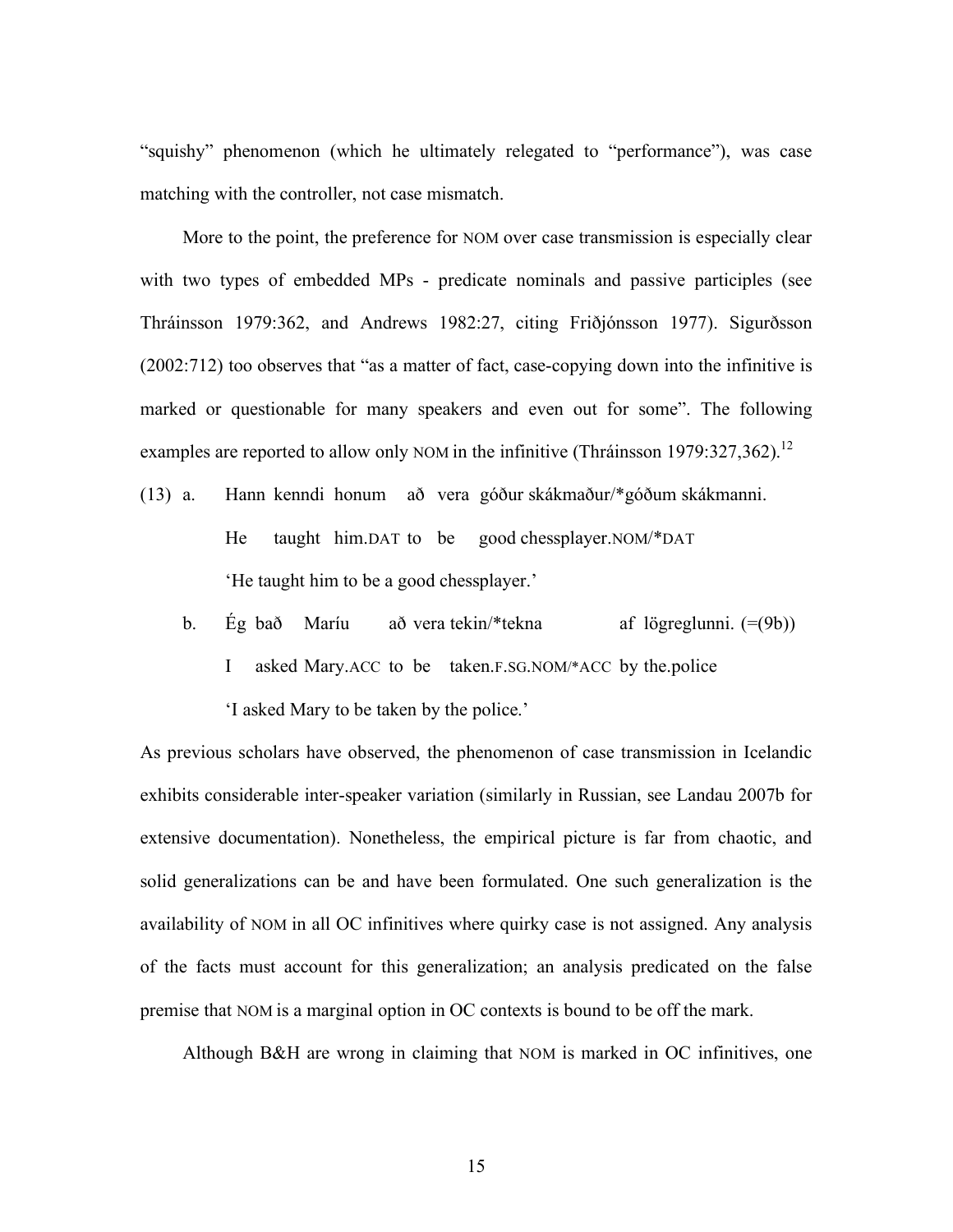"squishy" phenomenon (which he ultimately relegated to "performance"), was case matching with the controller, not case mismatch.

More to the point, the preference for NOM over case transmission is especially clear with two types of embedded MPs - predicate nominals and passive participles (see Thráinsson 1979:362, and Andrews 1982:27, citing Friðjónsson 1977). Sigurðsson (2002:712) too observes that "as a matter of fact, case-copying down into the infinitive is marked or questionable for many speakers and even out for some". The following examples are reported to allow only NOM in the infinitive (Thráinsson 1979:327,362).[12]

(13) a. Hann kenndi honum að vera góður skákmaður/*góðum skákmanni.
He taught him.DAT to be good chessplayer.NOM/*DAT
'He taught him to be a good chessplayer.'

b. Ég bað Maríu að vera tekin/*tekna af lögreglunni. (=(9b))
I asked Mary.ACC to be taken.F.SG.NOM/*ACC by the.police
'I asked Mary to be taken by the police.'

As previous scholars have observed, the phenomenon of case transmission in Icelandic exhibits considerable inter-speaker variation (similarly in Russian, see Landau 2007b for extensive documentation). Nonetheless, the empirical picture is far from chaotic, and solid generalizations can be and have been formulated. One such generalization is the availability of NOM in all OC infinitives where quirky case is not assigned. Any analysis of the facts must account for this generalization; an analysis predicated on the false premise that NOM is a marginal option in OC contexts is bound to be off the mark.

Although B&H are wrong in claiming that NOM is marked in OC infinitives, one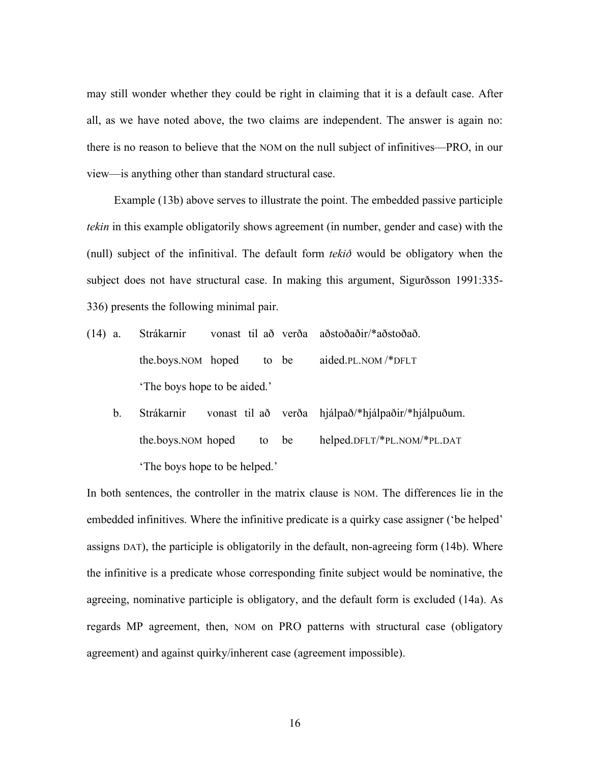may still wonder whether they could be right in claiming that it is a default case. After all, as we have noted above, the two claims are independent. The answer is again no: there is no reason to believe that the NOM on the null subject of infinitives—PRO, in our view—is anything other than standard structural case.

Example (13b) above serves to illustrate the point. The embedded passive participle *tekin* in this example obligatorily shows agreement (in number, gender and case) with the (null) subject of the infinitival. The default form *tekið* would be obligatory when the subject does not have structural case. In making this argument, Sigurðsson 1991:335-336) presents the following minimal pair.

(14) a. Strákarnir vonast til að verða aðstoðaðir/*aðstoðað.
the.boys.NOM hoped to be aided.PL.NOM /*DFLT
'The boys hope to be aided.'

b. Strákarnir vonast til að verða hjálpað/*hjálpaðir/*hjálpuðum.
the.boys.NOM hoped to be helped.DFLT/*PL.NOM/*PL.DAT
'The boys hope to be helped.'

In both sentences, the controller in the matrix clause is NOM. The differences lie in the embedded infinitives. Where the infinitive predicate is a quirky case assigner ('be helped' assigns DAT), the participle is obligatorily in the default, non-agreeing form (14b). Where the infinitive is a predicate whose corresponding finite subject would be nominative, the agreeing, nominative participle is obligatory, and the default form is excluded (14a). As regards MP agreement, then, NOM on PRO patterns with structural case (obligatory agreement) and against quirky/inherent case (agreement impossible).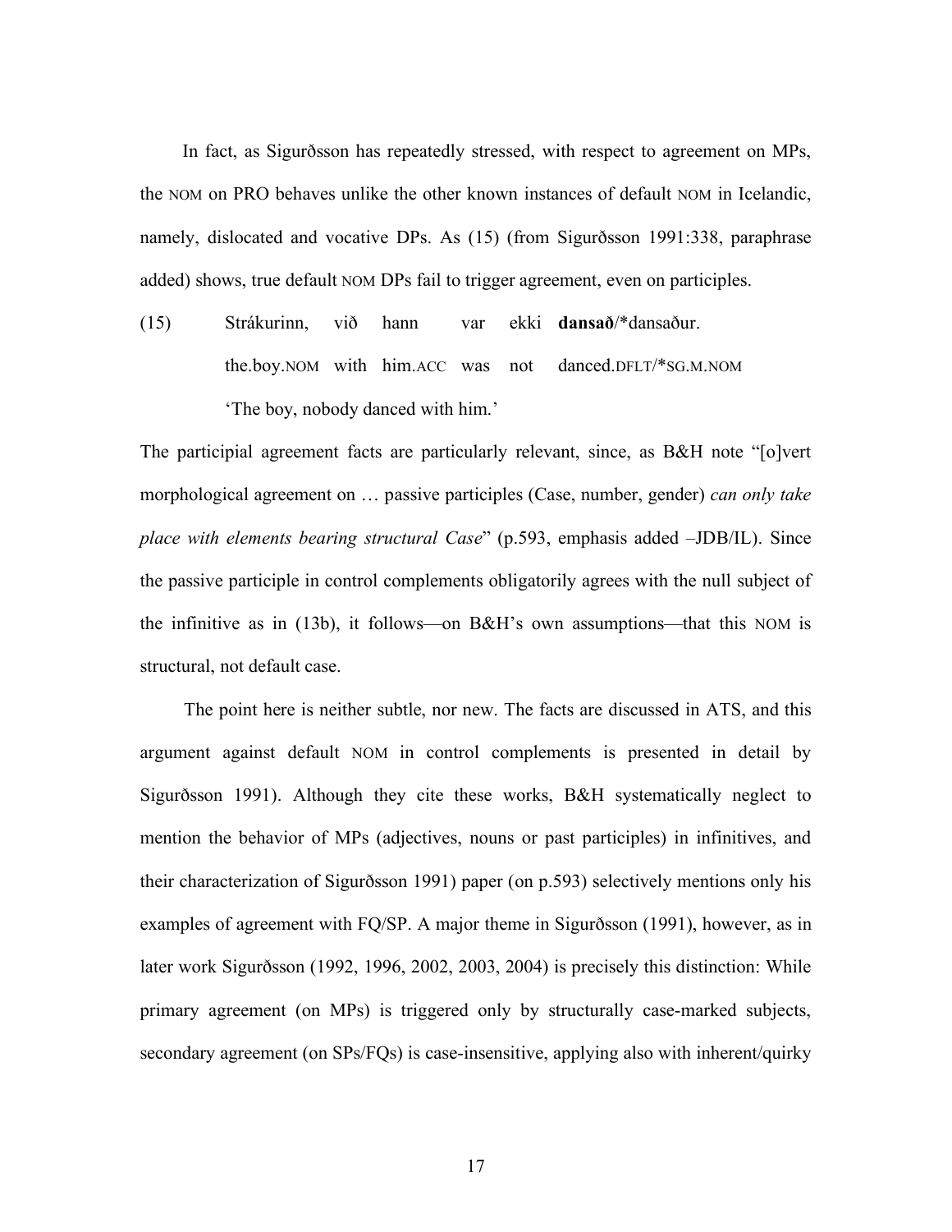In fact, as Sigurðsson has repeatedly stressed, with respect to agreement on MPs, the NOM on PRO behaves unlike the other known instances of default NOM in Icelandic, namely, dislocated and vocative DPs. As (15) (from Sigurðsson 1991:338, paraphrase added) shows, true default NOM DPs fail to trigger agreement, even on participles.

(15) Strákurinn, við hann var ekki **dansað**/*dansaður.
 the.boy.NOM with him.ACC was not danced.DFLT/*SG.M.NOM
 'The boy, nobody danced with him.'

The participial agreement facts are particularly relevant, since, as B&H note "[o]vert morphological agreement on … passive participles (Case, number, gender) *can only take place with elements bearing structural Case*" (p.593, emphasis added –JDB/IL). Since the passive participle in control complements obligatorily agrees with the null subject of the infinitive as in (13b), it follows—on B&H's own assumptions—that this NOM is structural, not default case.

The point here is neither subtle, nor new. The facts are discussed in ATS, and this argument against default NOM in control complements is presented in detail by Sigurðsson 1991). Although they cite these works, B&H systematically neglect to mention the behavior of MPs (adjectives, nouns or past participles) in infinitives, and their characterization of Sigurðsson 1991) paper (on p.593) selectively mentions only his examples of agreement with FQ/SP. A major theme in Sigurðsson (1991), however, as in later work Sigurðsson (1992, 1996, 2002, 2003, 2004) is precisely this distinction: While primary agreement (on MPs) is triggered only by structurally case-marked subjects, secondary agreement (on SPs/FQs) is case-insensitive, applying also with inherent/quirky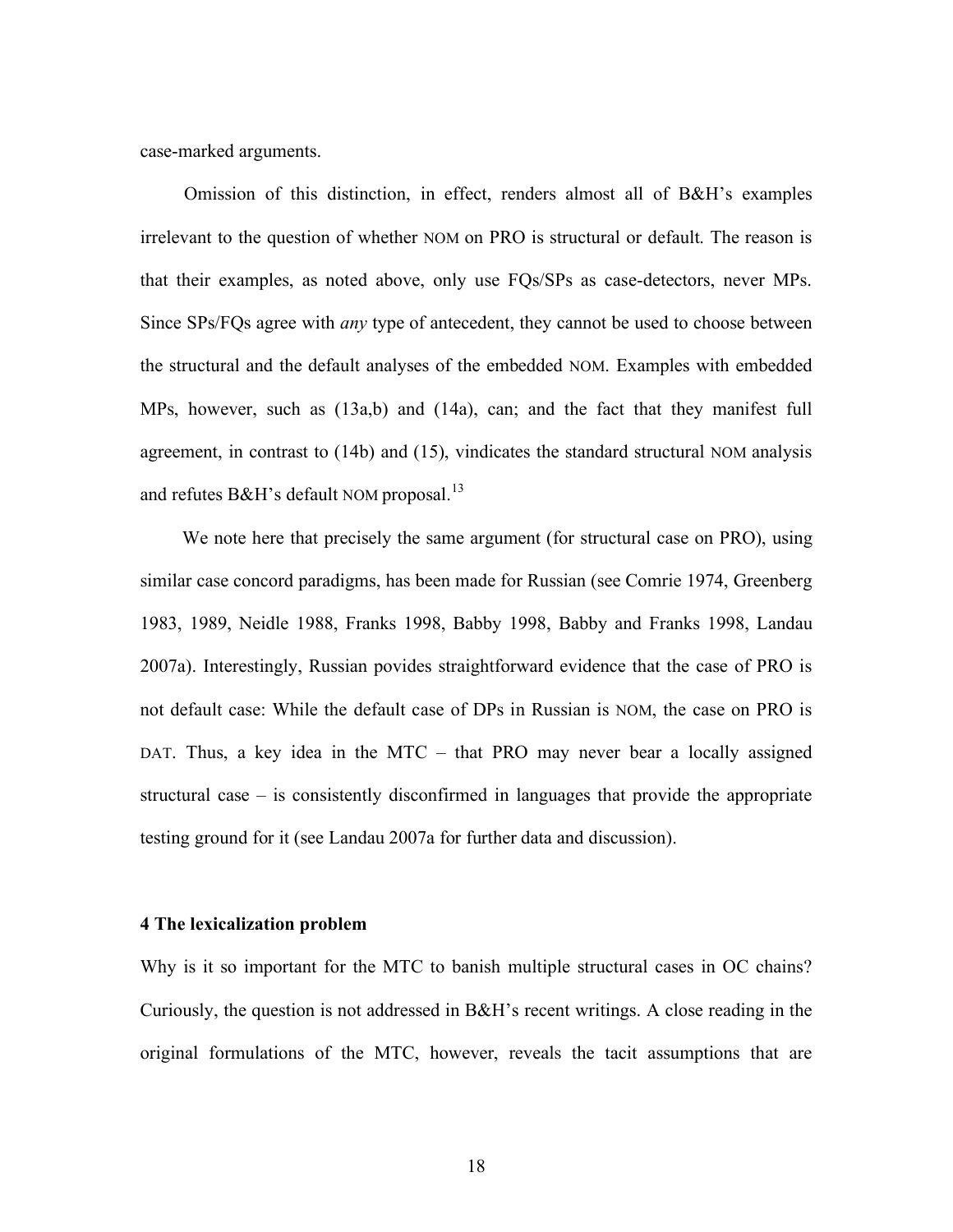case-marked arguments.

Omission of this distinction, in effect, renders almost all of B&H's examples irrelevant to the question of whether NOM on PRO is structural or default. The reason is that their examples, as noted above, only use FQs/SPs as case-detectors, never MPs. Since SPs/FQs agree with *any* type of antecedent, they cannot be used to choose between the structural and the default analyses of the embedded NOM. Examples with embedded MPs, however, such as (13a,b) and (14a), can; and the fact that they manifest full agreement, in contrast to (14b) and (15), vindicates the standard structural NOM analysis and refutes B&H's default NOM proposal.[13]

We note here that precisely the same argument (for structural case on PRO), using similar case concord paradigms, has been made for Russian (see Comrie 1974, Greenberg 1983, 1989, Neidle 1988, Franks 1998, Babby 1998, Babby and Franks 1998, Landau 2007a). Interestingly, Russian povides straightforward evidence that the case of PRO is not default case: While the default case of DPs in Russian is NOM, the case on PRO is DAT. Thus, a key idea in the MTC – that PRO may never bear a locally assigned structural case – is consistently disconfirmed in languages that provide the appropriate testing ground for it (see Landau 2007a for further data and discussion).

## 4 The lexicalization problem

Why is it so important for the MTC to banish multiple structural cases in OC chains? Curiously, the question is not addressed in B&H's recent writings. A close reading in the original formulations of the MTC, however, reveals the tacit assumptions that are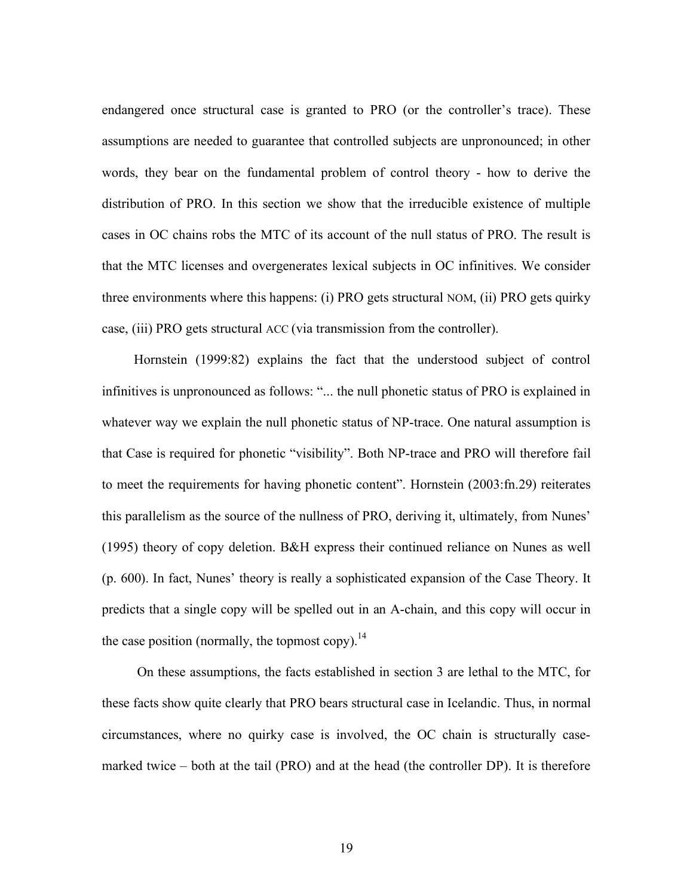endangered once structural case is granted to PRO (or the controller's trace). These assumptions are needed to guarantee that controlled subjects are unpronounced; in other words, they bear on the fundamental problem of control theory - how to derive the distribution of PRO. In this section we show that the irreducible existence of multiple cases in OC chains robs the MTC of its account of the null status of PRO. The result is that the MTC licenses and overgenerates lexical subjects in OC infinitives. We consider three environments where this happens: (i) PRO gets structural NOM, (ii) PRO gets quirky case, (iii) PRO gets structural ACC (via transmission from the controller).

Hornstein (1999:82) explains the fact that the understood subject of control infinitives is unpronounced as follows: "... the null phonetic status of PRO is explained in whatever way we explain the null phonetic status of NP-trace. One natural assumption is that Case is required for phonetic "visibility". Both NP-trace and PRO will therefore fail to meet the requirements for having phonetic content". Hornstein (2003:fn.29) reiterates this parallelism as the source of the nullness of PRO, deriving it, ultimately, from Nunes' (1995) theory of copy deletion. B&H express their continued reliance on Nunes as well (p. 600). In fact, Nunes' theory is really a sophisticated expansion of the Case Theory. It predicts that a single copy will be spelled out in an A-chain, and this copy will occur in the case position (normally, the topmost copy).[14]

On these assumptions, the facts established in section 3 are lethal to the MTC, for these facts show quite clearly that PRO bears structural case in Icelandic. Thus, in normal circumstances, where no quirky case is involved, the OC chain is structurally case-marked twice – both at the tail (PRO) and at the head (the controller DP). It is therefore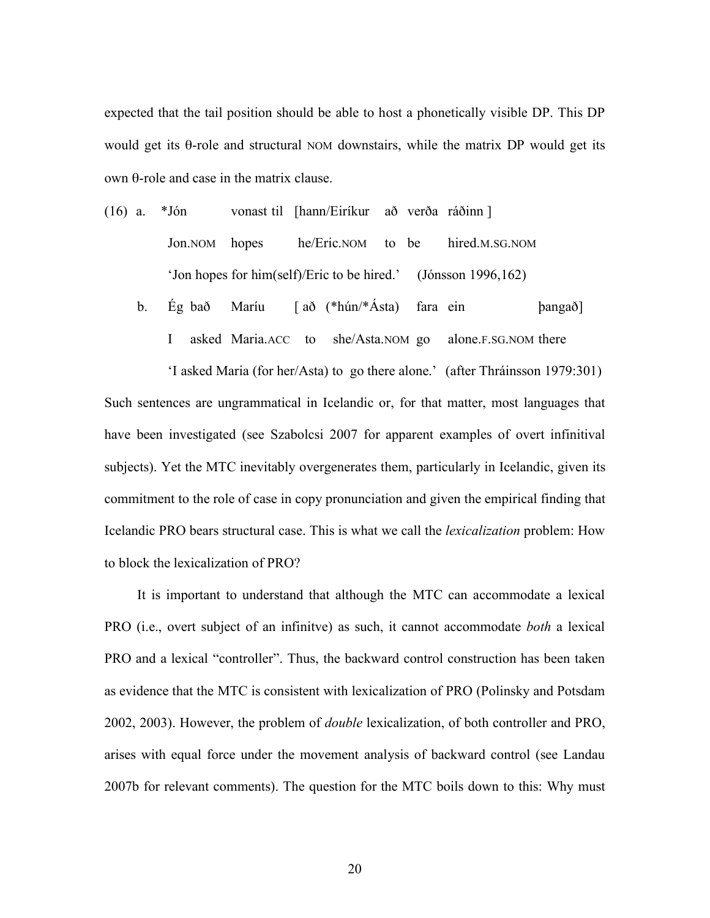expected that the tail position should be able to host a phonetically visible DP. This DP would get its θ-role and structural NOM downstairs, while the matrix DP would get its own θ-role and case in the matrix clause.

(16) a. *Jón vonast til [hann/Eiríkur að verða ráðinn ]
   Jon.NOM hopes he/Eric.NOM to be hired.M.SG.NOM
   'Jon hopes for him(self)/Eric to be hired.' (Jónsson 1996,162)

 b. Ég bað Maríu [ að (*hún/*Ásta) fara ein þangað]
   I asked Maria.ACC to she/Asta.NOM go alone.F.SG.NOM there
   'I asked Maria (for her/Asta) to go there alone.' (after Thráinsson 1979:301)

Such sentences are ungrammatical in Icelandic or, for that matter, most languages that have been investigated (see Szabolcsi 2007 for apparent examples of overt infinitival subjects). Yet the MTC inevitably overgenerates them, particularly in Icelandic, given its commitment to the role of case in copy pronunciation and given the empirical finding that Icelandic PRO bears structural case. This is what we call the *lexicalization* problem: How to block the lexicalization of PRO?

It is important to understand that although the MTC can accommodate a lexical PRO (i.e., overt subject of an infinitve) as such, it cannot accommodate *both* a lexical PRO and a lexical "controller". Thus, the backward control construction has been taken as evidence that the MTC is consistent with lexicalization of PRO (Polinsky and Potsdam 2002, 2003). However, the problem of *double* lexicalization, of both controller and PRO, arises with equal force under the movement analysis of backward control (see Landau 2007b for relevant comments). The question for the MTC boils down to this: Why must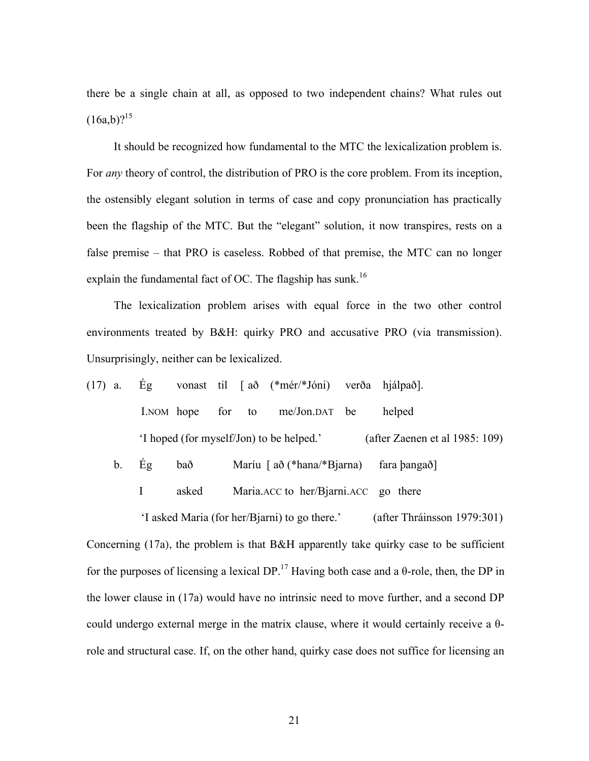there be a single chain at all, as opposed to two independent chains? What rules out (16a,b)?[15]

It should be recognized how fundamental to the MTC the lexicalization problem is. For *any* theory of control, the distribution of PRO is the core problem. From its inception, the ostensibly elegant solution in terms of case and copy pronunciation has practically been the flagship of the MTC. But the "elegant" solution, it now transpires, rests on a false premise – that PRO is caseless. Robbed of that premise, the MTC can no longer explain the fundamental fact of OC. The flagship has sunk.[16]

The lexicalization problem arises with equal force in the two other control environments treated by B&H: quirky PRO and accusative PRO (via transmission). Unsurprisingly, neither can be lexicalized.

(17) a. Ég vonast til [ að (*mér/*Jóni) verða hjálpað].
I.NOM hope for to me/Jon.DAT be helped
'I hoped (for myself/Jon) to be helped.' (after Zaenen et al 1985: 109)

b. Ég bað Maríu [ að (*hana/*Bjarna) fara þangað]
I asked Maria.ACC to her/Bjarni.ACC go there
'I asked Maria (for her/Bjarni) to go there.' (after Thráinsson 1979:301)

Concerning (17a), the problem is that B&H apparently take quirky case to be sufficient for the purposes of licensing a lexical DP.[17] Having both case and a θ-role, then, the DP in the lower clause in (17a) would have no intrinsic need to move further, and a second DP could undergo external merge in the matrix clause, where it would certainly receive a θ-role and structural case. If, on the other hand, quirky case does not suffice for licensing an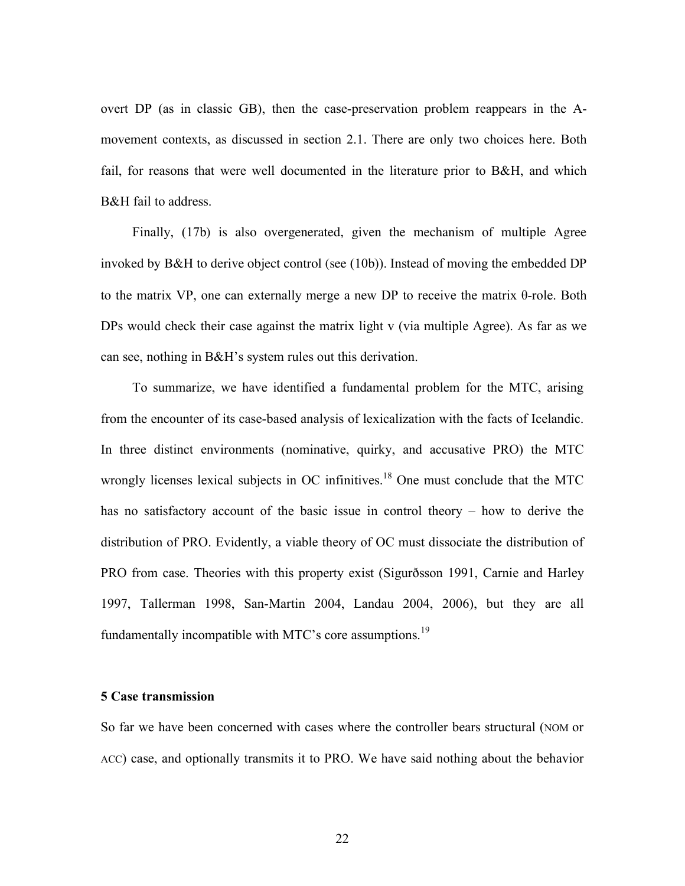overt DP (as in classic GB), then the case-preservation problem reappears in the A-movement contexts, as discussed in section 2.1. There are only two choices here. Both fail, for reasons that were well documented in the literature prior to B&H, and which B&H fail to address.

Finally, (17b) is also overgenerated, given the mechanism of multiple Agree invoked by B&H to derive object control (see (10b)). Instead of moving the embedded DP to the matrix VP, one can externally merge a new DP to receive the matrix θ-role. Both DPs would check their case against the matrix light v (via multiple Agree). As far as we can see, nothing in B&H's system rules out this derivation.

To summarize, we have identified a fundamental problem for the MTC, arising from the encounter of its case-based analysis of lexicalization with the facts of Icelandic. In three distinct environments (nominative, quirky, and accusative PRO) the MTC wrongly licenses lexical subjects in OC infinitives.[18] One must conclude that the MTC has no satisfactory account of the basic issue in control theory – how to derive the distribution of PRO. Evidently, a viable theory of OC must dissociate the distribution of PRO from case. Theories with this property exist (Sigurðsson 1991, Carnie and Harley 1997, Tallerman 1998, San-Martin 2004, Landau 2004, 2006), but they are all fundamentally incompatible with MTC's core assumptions.[19]

**5 Case transmission**

So far we have been concerned with cases where the controller bears structural (NOM or ACC) case, and optionally transmits it to PRO. We have said nothing about the behavior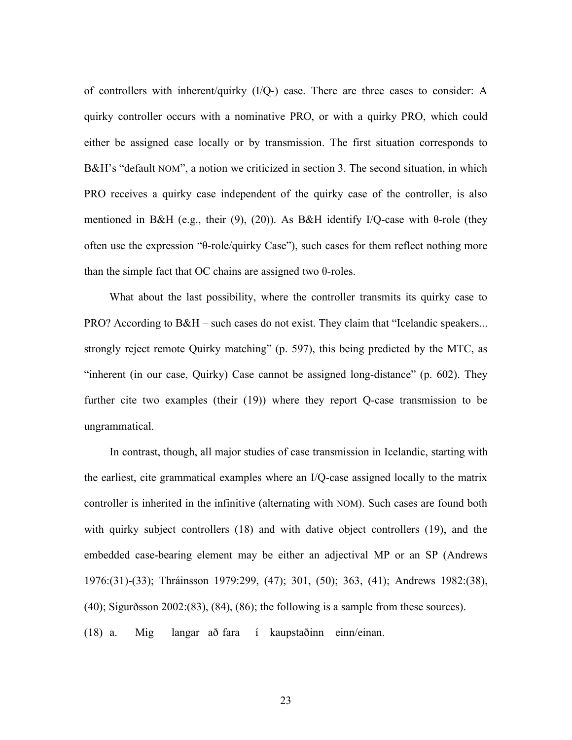of controllers with inherent/quirky (I/Q-) case. There are three cases to consider: A quirky controller occurs with a nominative PRO, or with a quirky PRO, which could either be assigned case locally or by transmission. The first situation corresponds to B&H's "default NOM", a notion we criticized in section 3. The second situation, in which PRO receives a quirky case independent of the quirky case of the controller, is also mentioned in B&H (e.g., their (9), (20)). As B&H identify I/Q-case with θ-role (they often use the expression "θ-role/quirky Case"), such cases for them reflect nothing more than the simple fact that OC chains are assigned two θ-roles.

What about the last possibility, where the controller transmits its quirky case to PRO? According to B&H – such cases do not exist. They claim that "Icelandic speakers... strongly reject remote Quirky matching" (p. 597), this being predicted by the MTC, as "inherent (in our case, Quirky) Case cannot be assigned long-distance" (p. 602). They further cite two examples (their (19)) where they report Q-case transmission to be ungrammatical.

In contrast, though, all major studies of case transmission in Icelandic, starting with the earliest, cite grammatical examples where an I/Q-case assigned locally to the matrix controller is inherited in the infinitive (alternating with NOM). Such cases are found both with quirky subject controllers (18) and with dative object controllers (19), and the embedded case-bearing element may be either an adjectival MP or an SP (Andrews 1976:(31)-(33); Thráinsson 1979:299, (47); 301, (50); 363, (41); Andrews 1982:(38), (40); Sigurðsson 2002:(83), (84), (86); the following is a sample from these sources).

(18) a. Mig langar að fara í kaupstaðinn einn/einan.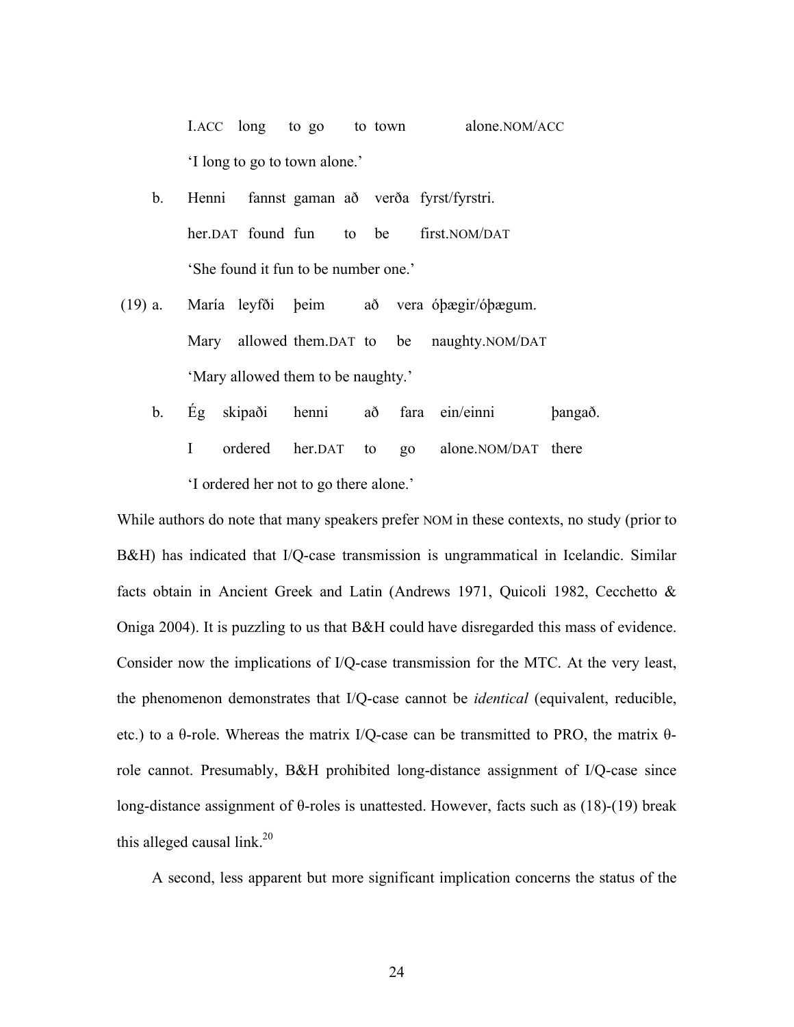I.ACC long to go to town alone.NOM/ACC

'I long to go to town alone.'

b. Henni fannst gaman að verða fyrst/fyrstri.

her.DAT found fun to be first.NOM/DAT

'She found it fun to be number one.'

(19) a. María leyfði þeim að vera óþægir/óþægum.

Mary allowed them.DAT to be naughty.NOM/DAT

'Mary allowed them to be naughty.'

b. Ég skipaði henni að fara ein/einni þangað.

I ordered her.DAT to go alone.NOM/DAT there

'I ordered her not to go there alone.'

While authors do note that many speakers prefer NOM in these contexts, no study (prior to B&H) has indicated that I/Q-case transmission is ungrammatical in Icelandic. Similar facts obtain in Ancient Greek and Latin (Andrews 1971, Quicoli 1982, Cecchetto & Oniga 2004). It is puzzling to us that B&H could have disregarded this mass of evidence. Consider now the implications of I/Q-case transmission for the MTC. At the very least, the phenomenon demonstrates that I/Q-case cannot be *identical* (equivalent, reducible, etc.) to a θ-role. Whereas the matrix I/Q-case can be transmitted to PRO, the matrix θ-role cannot. Presumably, B&H prohibited long-distance assignment of I/Q-case since long-distance assignment of θ-roles is unattested. However, facts such as (18)-(19) break this alleged causal link.[20]

A second, less apparent but more significant implication concerns the status of the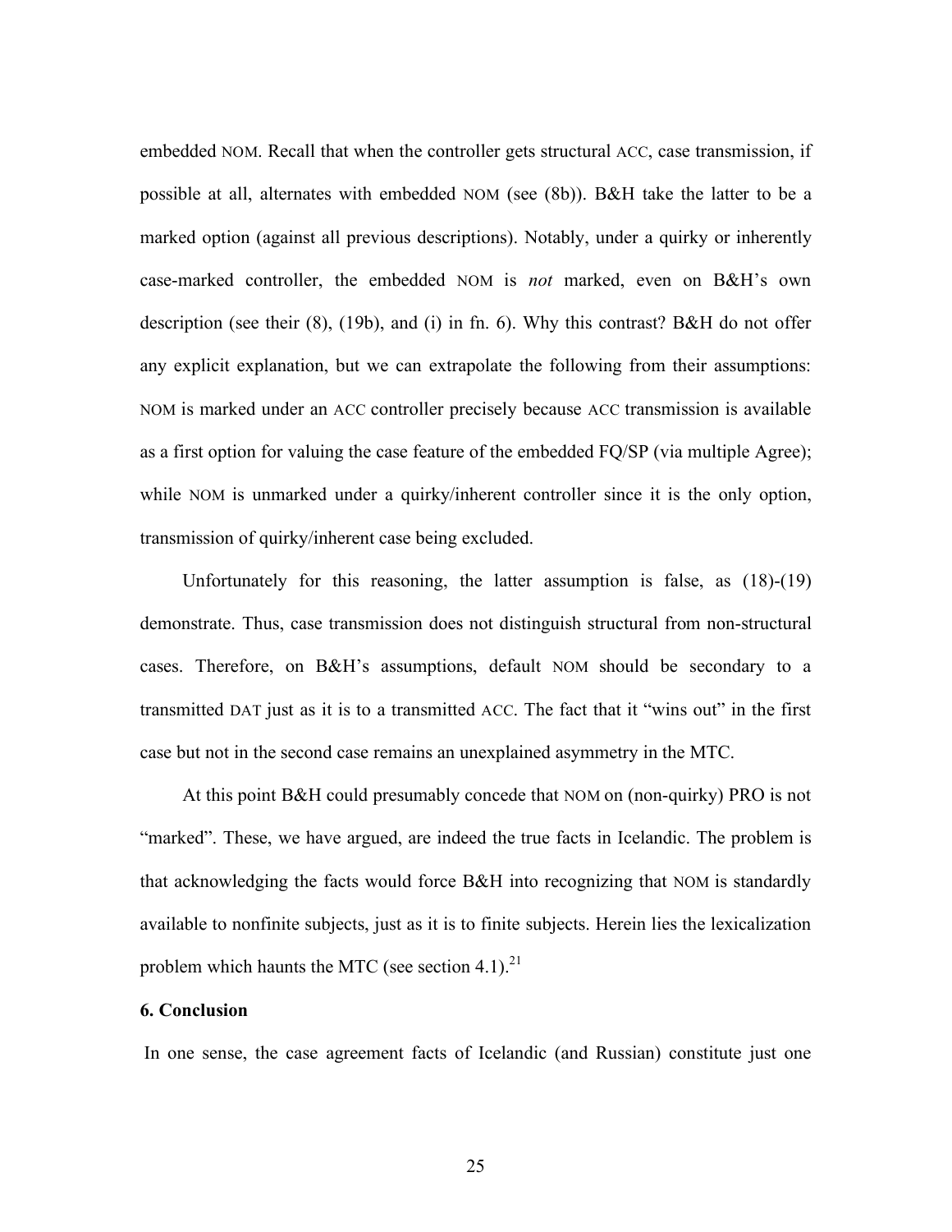embedded NOM. Recall that when the controller gets structural ACC, case transmission, if possible at all, alternates with embedded NOM (see (8b)). B&H take the latter to be a marked option (against all previous descriptions). Notably, under a quirky or inherently case-marked controller, the embedded NOM is *not* marked, even on B&H's own description (see their (8), (19b), and (i) in fn. 6). Why this contrast? B&H do not offer any explicit explanation, but we can extrapolate the following from their assumptions: NOM is marked under an ACC controller precisely because ACC transmission is available as a first option for valuing the case feature of the embedded FQ/SP (via multiple Agree); while NOM is unmarked under a quirky/inherent controller since it is the only option, transmission of quirky/inherent case being excluded.

Unfortunately for this reasoning, the latter assumption is false, as (18)-(19) demonstrate. Thus, case transmission does not distinguish structural from non-structural cases. Therefore, on B&H's assumptions, default NOM should be secondary to a transmitted DAT just as it is to a transmitted ACC. The fact that it "wins out" in the first case but not in the second case remains an unexplained asymmetry in the MTC.

At this point B&H could presumably concede that NOM on (non-quirky) PRO is not "marked". These, we have argued, are indeed the true facts in Icelandic. The problem is that acknowledging the facts would force B&H into recognizing that NOM is standardly available to nonfinite subjects, just as it is to finite subjects. Herein lies the lexicalization problem which haunts the MTC (see section 4.1).[21]

**6. Conclusion**

In one sense, the case agreement facts of Icelandic (and Russian) constitute just one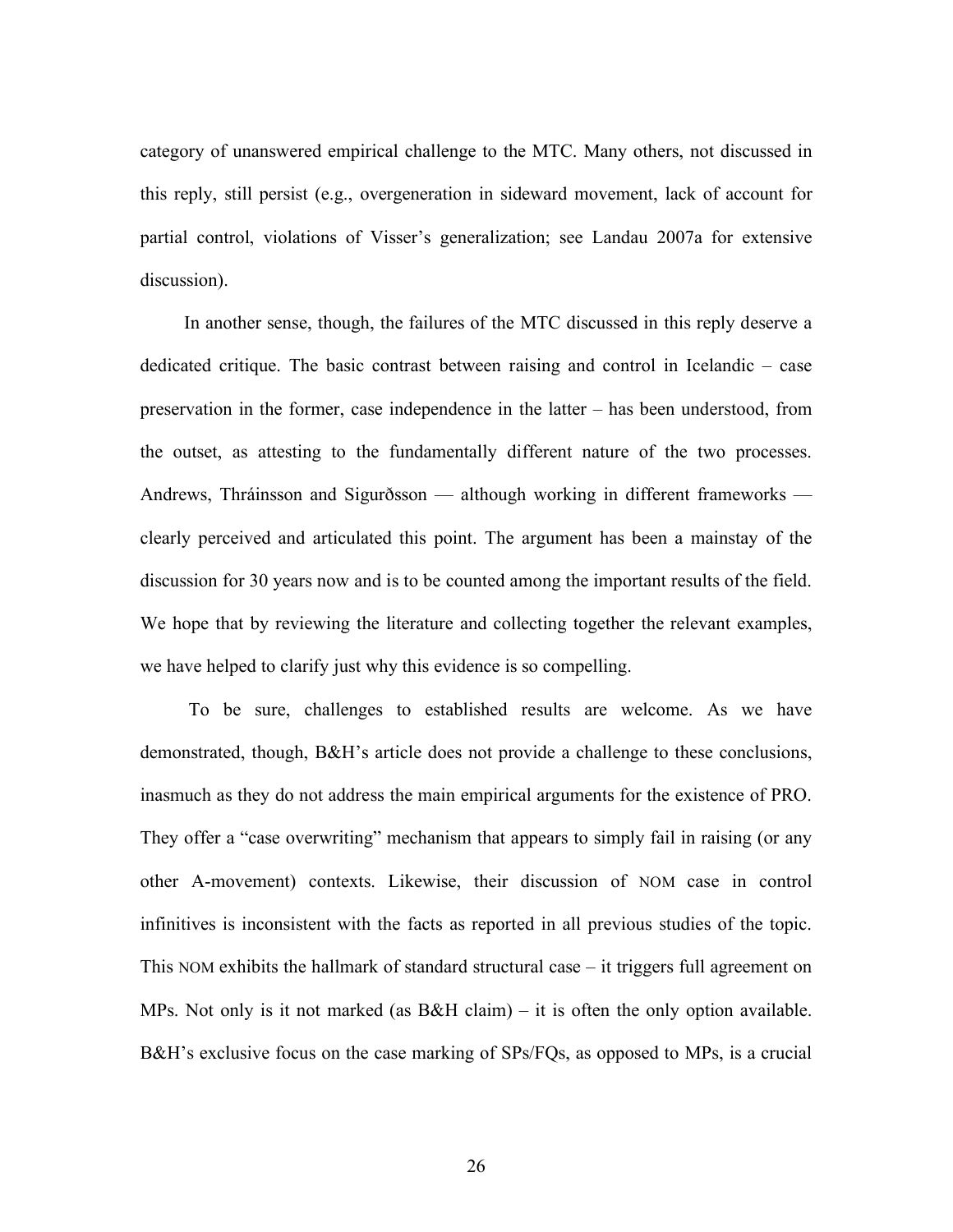category of unanswered empirical challenge to the MTC. Many others, not discussed in this reply, still persist (e.g., overgeneration in sideward movement, lack of account for partial control, violations of Visser's generalization; see Landau 2007a for extensive discussion).

In another sense, though, the failures of the MTC discussed in this reply deserve a dedicated critique. The basic contrast between raising and control in Icelandic – case preservation in the former, case independence in the latter – has been understood, from the outset, as attesting to the fundamentally different nature of the two processes. Andrews, Thráinsson and Sigurðsson — although working in different frameworks — clearly perceived and articulated this point. The argument has been a mainstay of the discussion for 30 years now and is to be counted among the important results of the field. We hope that by reviewing the literature and collecting together the relevant examples, we have helped to clarify just why this evidence is so compelling.

To be sure, challenges to established results are welcome. As we have demonstrated, though, B&H's article does not provide a challenge to these conclusions, inasmuch as they do not address the main empirical arguments for the existence of PRO. They offer a "case overwriting" mechanism that appears to simply fail in raising (or any other A-movement) contexts. Likewise, their discussion of NOM case in control infinitives is inconsistent with the facts as reported in all previous studies of the topic. This NOM exhibits the hallmark of standard structural case – it triggers full agreement on MPs. Not only is it not marked (as B&H claim) – it is often the only option available. B&H's exclusive focus on the case marking of SPs/FQs, as opposed to MPs, is a crucial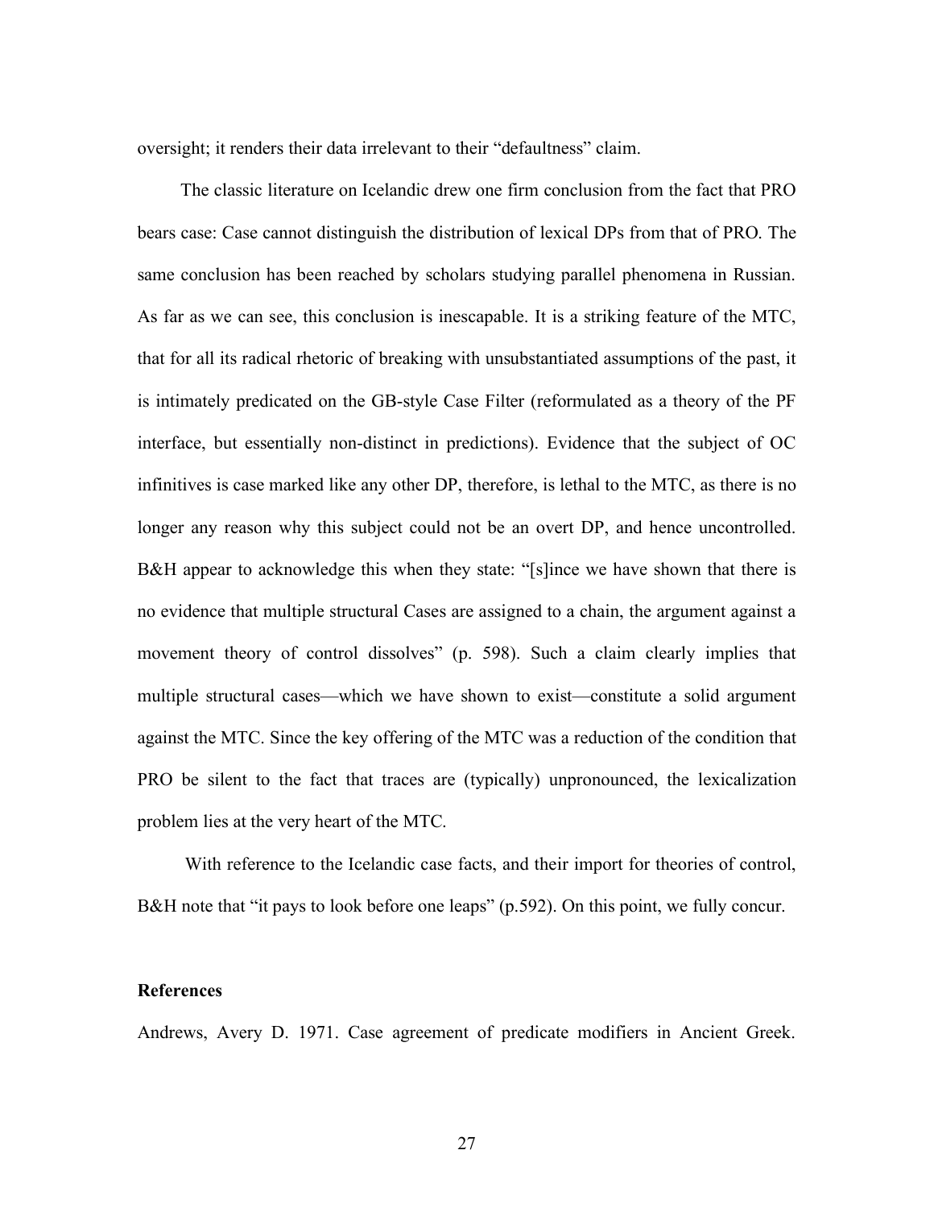oversight; it renders their data irrelevant to their "defaultness" claim.

The classic literature on Icelandic drew one firm conclusion from the fact that PRO bears case: Case cannot distinguish the distribution of lexical DPs from that of PRO. The same conclusion has been reached by scholars studying parallel phenomena in Russian. As far as we can see, this conclusion is inescapable. It is a striking feature of the MTC, that for all its radical rhetoric of breaking with unsubstantiated assumptions of the past, it is intimately predicated on the GB-style Case Filter (reformulated as a theory of the PF interface, but essentially non-distinct in predictions). Evidence that the subject of OC infinitives is case marked like any other DP, therefore, is lethal to the MTC, as there is no longer any reason why this subject could not be an overt DP, and hence uncontrolled. B&H appear to acknowledge this when they state: "[s]ince we have shown that there is no evidence that multiple structural Cases are assigned to a chain, the argument against a movement theory of control dissolves" (p. 598). Such a claim clearly implies that multiple structural cases—which we have shown to exist—constitute a solid argument against the MTC. Since the key offering of the MTC was a reduction of the condition that PRO be silent to the fact that traces are (typically) unpronounced, the lexicalization problem lies at the very heart of the MTC.

With reference to the Icelandic case facts, and their import for theories of control, B&H note that "it pays to look before one leaps" (p.592). On this point, we fully concur.

**References**

Andrews, Avery D. 1971. Case agreement of predicate modifiers in Ancient Greek.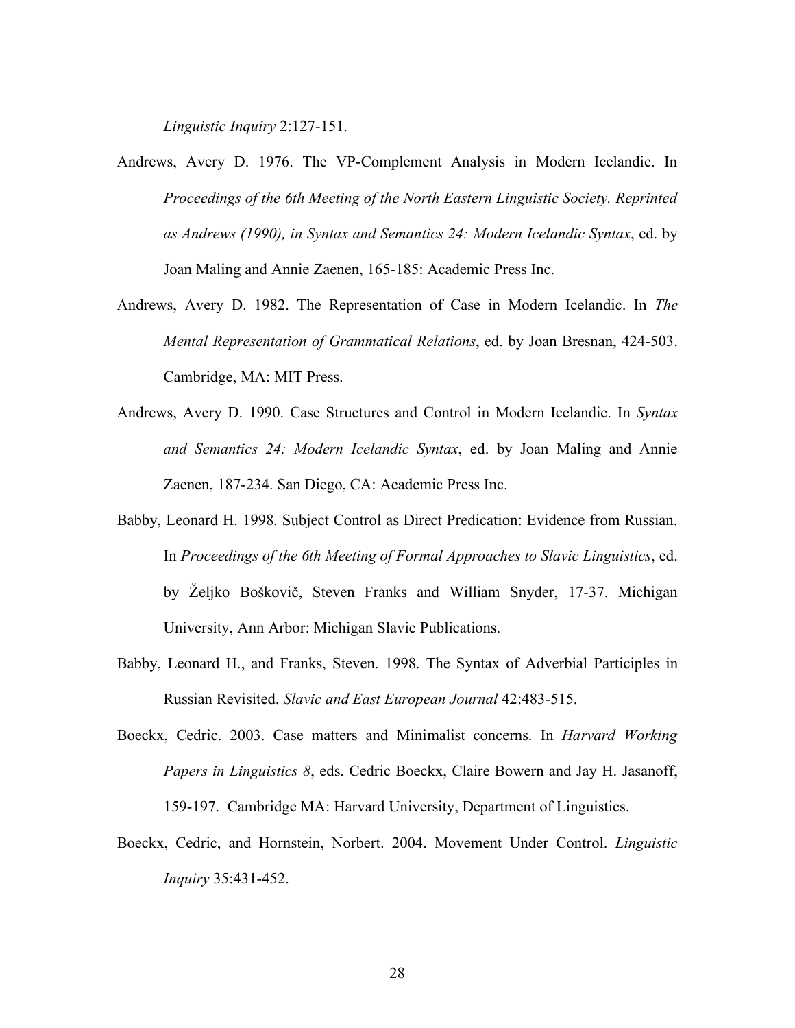*Linguistic Inquiry* 2:127-151.

Andrews, Avery D. 1976. The VP-Complement Analysis in Modern Icelandic. In *Proceedings of the 6th Meeting of the North Eastern Linguistic Society. Reprinted as Andrews (1990), in Syntax and Semantics 24: Modern Icelandic Syntax*, ed. by Joan Maling and Annie Zaenen, 165-185: Academic Press Inc.

Andrews, Avery D. 1982. The Representation of Case in Modern Icelandic. In *The Mental Representation of Grammatical Relations*, ed. by Joan Bresnan, 424-503. Cambridge, MA: MIT Press.

Andrews, Avery D. 1990. Case Structures and Control in Modern Icelandic. In *Syntax and Semantics 24: Modern Icelandic Syntax*, ed. by Joan Maling and Annie Zaenen, 187-234. San Diego, CA: Academic Press Inc.

Babby, Leonard H. 1998. Subject Control as Direct Predication: Evidence from Russian. In *Proceedings of the 6th Meeting of Formal Approaches to Slavic Linguistics*, ed. by Željko Boškovič, Steven Franks and William Snyder, 17-37. Michigan University, Ann Arbor: Michigan Slavic Publications.

Babby, Leonard H., and Franks, Steven. 1998. The Syntax of Adverbial Participles in Russian Revisited. *Slavic and East European Journal* 42:483-515.

Boeckx, Cedric. 2003. Case matters and Minimalist concerns. In *Harvard Working Papers in Linguistics 8*, eds. Cedric Boeckx, Claire Bowern and Jay H. Jasanoff, 159-197. Cambridge MA: Harvard University, Department of Linguistics.

Boeckx, Cedric, and Hornstein, Norbert. 2004. Movement Under Control. *Linguistic Inquiry* 35:431-452.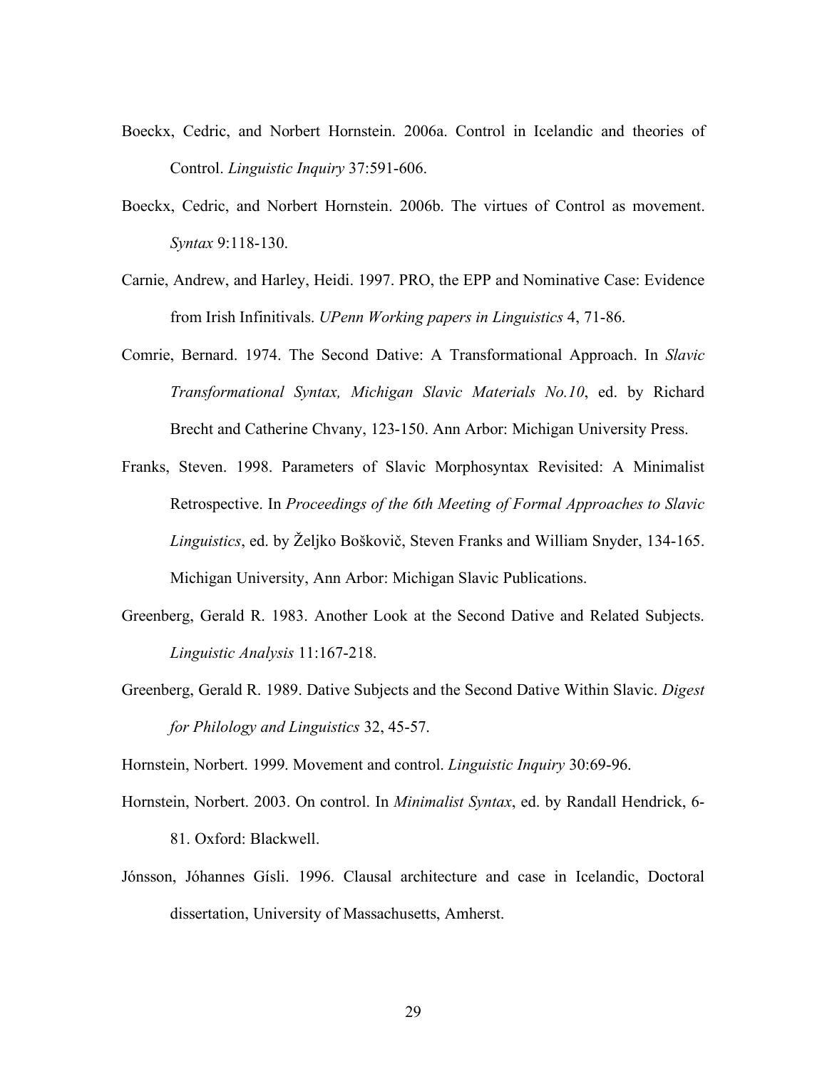Boeckx, Cedric, and Norbert Hornstein. 2006a. Control in Icelandic and theories of Control. *Linguistic Inquiry* 37:591-606.

Boeckx, Cedric, and Norbert Hornstein. 2006b. The virtues of Control as movement. *Syntax* 9:118-130.

Carnie, Andrew, and Harley, Heidi. 1997. PRO, the EPP and Nominative Case: Evidence from Irish Infinitivals. *UPenn Working papers in Linguistics* 4, 71-86.

Comrie, Bernard. 1974. The Second Dative: A Transformational Approach. In *Slavic Transformational Syntax, Michigan Slavic Materials No.10*, ed. by Richard Brecht and Catherine Chvany, 123-150. Ann Arbor: Michigan University Press.

Franks, Steven. 1998. Parameters of Slavic Morphosyntax Revisited: A Minimalist Retrospective. In *Proceedings of the 6th Meeting of Formal Approaches to Slavic Linguistics*, ed. by Željko Boškovič, Steven Franks and William Snyder, 134-165. Michigan University, Ann Arbor: Michigan Slavic Publications.

Greenberg, Gerald R. 1983. Another Look at the Second Dative and Related Subjects. *Linguistic Analysis* 11:167-218.

Greenberg, Gerald R. 1989. Dative Subjects and the Second Dative Within Slavic. *Digest for Philology and Linguistics* 32, 45-57.

Hornstein, Norbert. 1999. Movement and control. *Linguistic Inquiry* 30:69-96.

Hornstein, Norbert. 2003. On control. In *Minimalist Syntax*, ed. by Randall Hendrick, 6-81. Oxford: Blackwell.

Jónsson, Jóhannes Gísli. 1996. Clausal architecture and case in Icelandic, Doctoral dissertation, University of Massachusetts, Amherst.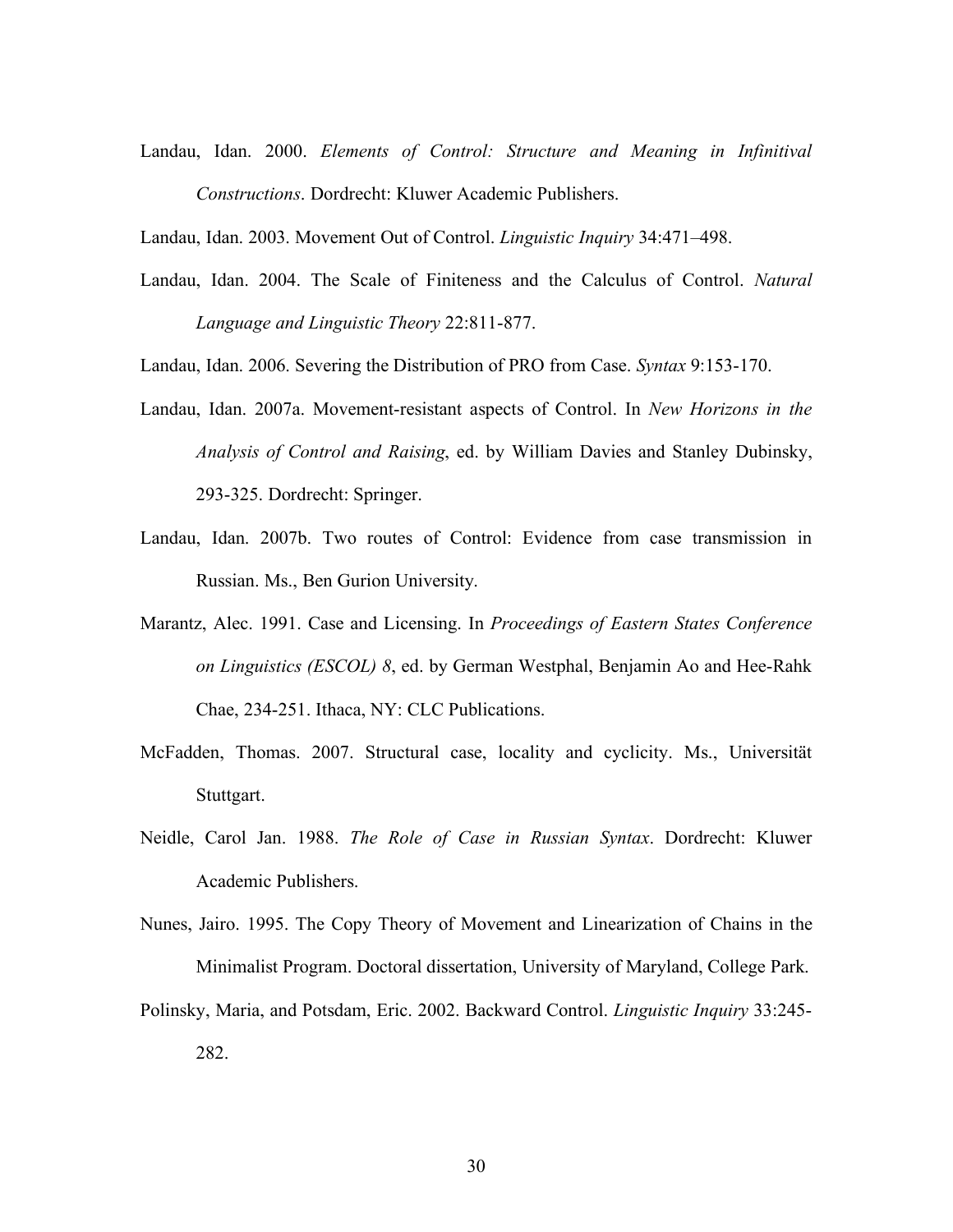Landau, Idan. 2000. *Elements of Control: Structure and Meaning in Infinitival Constructions*. Dordrecht: Kluwer Academic Publishers.

Landau, Idan. 2003. Movement Out of Control. *Linguistic Inquiry* 34:471–498.

Landau, Idan. 2004. The Scale of Finiteness and the Calculus of Control. *Natural Language and Linguistic Theory* 22:811-877.

Landau, Idan. 2006. Severing the Distribution of PRO from Case. *Syntax* 9:153-170.

Landau, Idan. 2007a. Movement-resistant aspects of Control. In *New Horizons in the Analysis of Control and Raising*, ed. by William Davies and Stanley Dubinsky, 293-325. Dordrecht: Springer.

Landau, Idan. 2007b. Two routes of Control: Evidence from case transmission in Russian. Ms., Ben Gurion University.

Marantz, Alec. 1991. Case and Licensing. In *Proceedings of Eastern States Conference on Linguistics (ESCOL) 8*, ed. by German Westphal, Benjamin Ao and Hee-Rahk Chae, 234-251. Ithaca, NY: CLC Publications.

McFadden, Thomas. 2007. Structural case, locality and cyclicity. Ms., Universität Stuttgart.

Neidle, Carol Jan. 1988. *The Role of Case in Russian Syntax*. Dordrecht: Kluwer Academic Publishers.

Nunes, Jairo. 1995. The Copy Theory of Movement and Linearization of Chains in the Minimalist Program. Doctoral dissertation, University of Maryland, College Park.

Polinsky, Maria, and Potsdam, Eric. 2002. Backward Control. *Linguistic Inquiry* 33:245-282.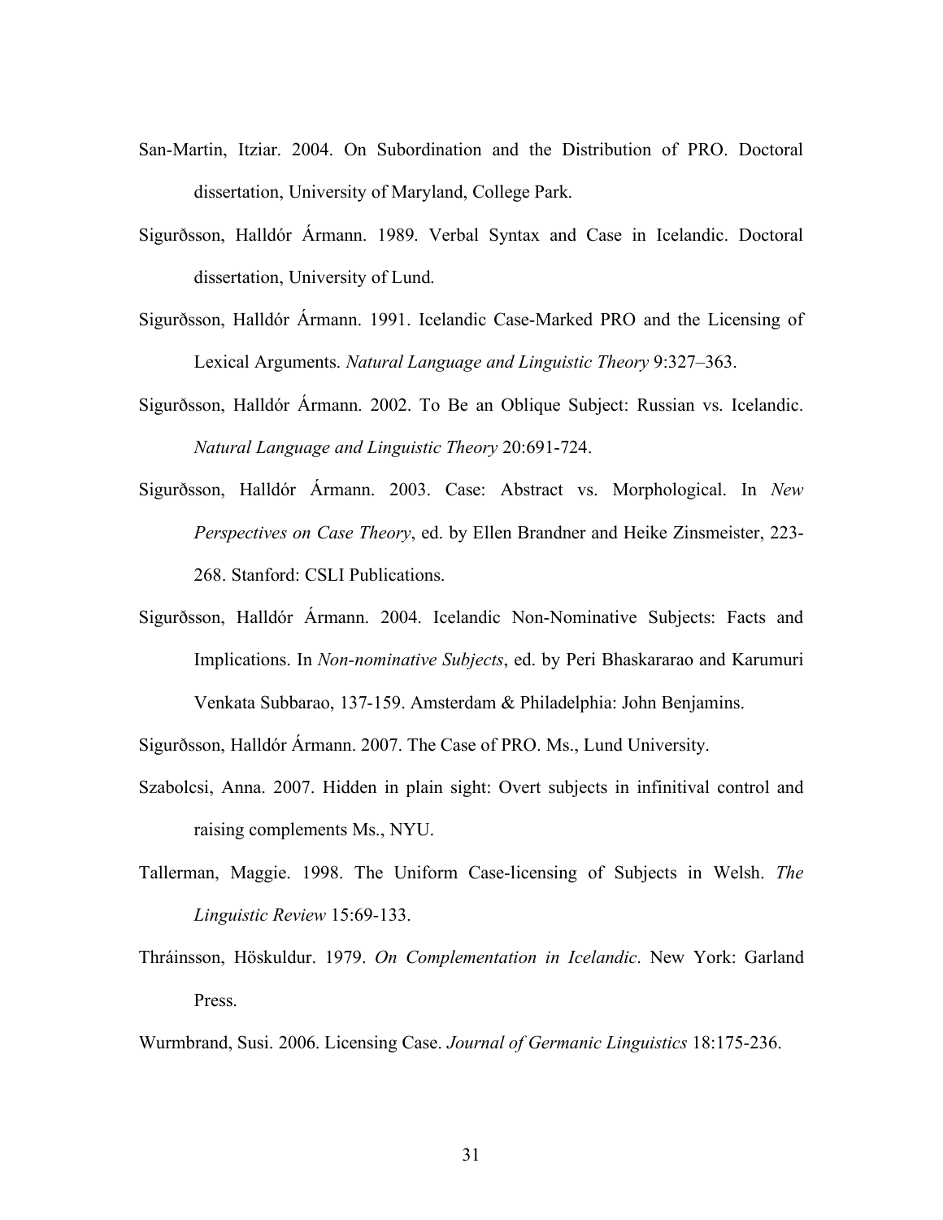San-Martin, Itziar. 2004. On Subordination and the Distribution of PRO. Doctoral dissertation, University of Maryland, College Park.

Sigurðsson, Halldór Ármann. 1989. Verbal Syntax and Case in Icelandic. Doctoral dissertation, University of Lund.

Sigurðsson, Halldór Ármann. 1991. Icelandic Case-Marked PRO and the Licensing of Lexical Arguments. *Natural Language and Linguistic Theory* 9:327–363.

Sigurðsson, Halldór Ármann. 2002. To Be an Oblique Subject: Russian vs. Icelandic. *Natural Language and Linguistic Theory* 20:691-724.

Sigurðsson, Halldór Ármann. 2003. Case: Abstract vs. Morphological. In *New Perspectives on Case Theory*, ed. by Ellen Brandner and Heike Zinsmeister, 223-268. Stanford: CSLI Publications.

Sigurðsson, Halldór Ármann. 2004. Icelandic Non-Nominative Subjects: Facts and Implications. In *Non-nominative Subjects*, ed. by Peri Bhaskararao and Karumuri Venkata Subbarao, 137-159. Amsterdam & Philadelphia: John Benjamins.

Sigurðsson, Halldór Ármann. 2007. The Case of PRO. Ms., Lund University.

Szabolcsi, Anna. 2007. Hidden in plain sight: Overt subjects in infinitival control and raising complements Ms., NYU.

Tallerman, Maggie. 1998. The Uniform Case-licensing of Subjects in Welsh. *The Linguistic Review* 15:69-133.

Thráinsson, Höskuldur. 1979. *On Complementation in Icelandic*. New York: Garland Press.

Wurmbrand, Susi. 2006. Licensing Case. *Journal of Germanic Linguistics* 18:175-236.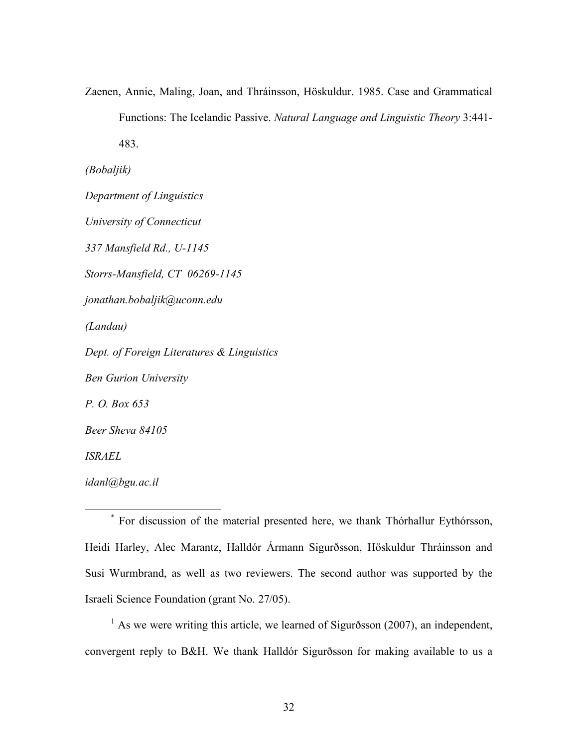Zaenen, Annie, Maling, Joan, and Thráinsson, Höskuldur. 1985. Case and Grammatical Functions: The Icelandic Passive. *Natural Language and Linguistic Theory* 3:441-483.

*(Bobaljik)*

*Department of Linguistics*

*University of Connecticut*

*337 Mansfield Rd., U-1145*

*Storrs-Mansfield, CT 06269-1145*

*jonathan.bobaljik@uconn.edu*

*(Landau)*

*Dept. of Foreign Literatures & Linguistics*

*Ben Gurion University*

*P. O. Box 653*

*Beer Sheva 84105*

*ISRAEL*

*idanl@bgu.ac.il*

---

* For discussion of the material presented here, we thank Thórhallur Eythórsson, Heidi Harley, Alec Marantz, Halldór Ármann Sigurðsson, Höskuldur Thráinsson and Susi Wurmbrand, as well as two reviewers. The second author was supported by the Israeli Science Foundation (grant No. 27/05).

[1] As we were writing this article, we learned of Sigurðsson (2007), an independent, convergent reply to B&H. We thank Halldór Sigurðsson for making available to us a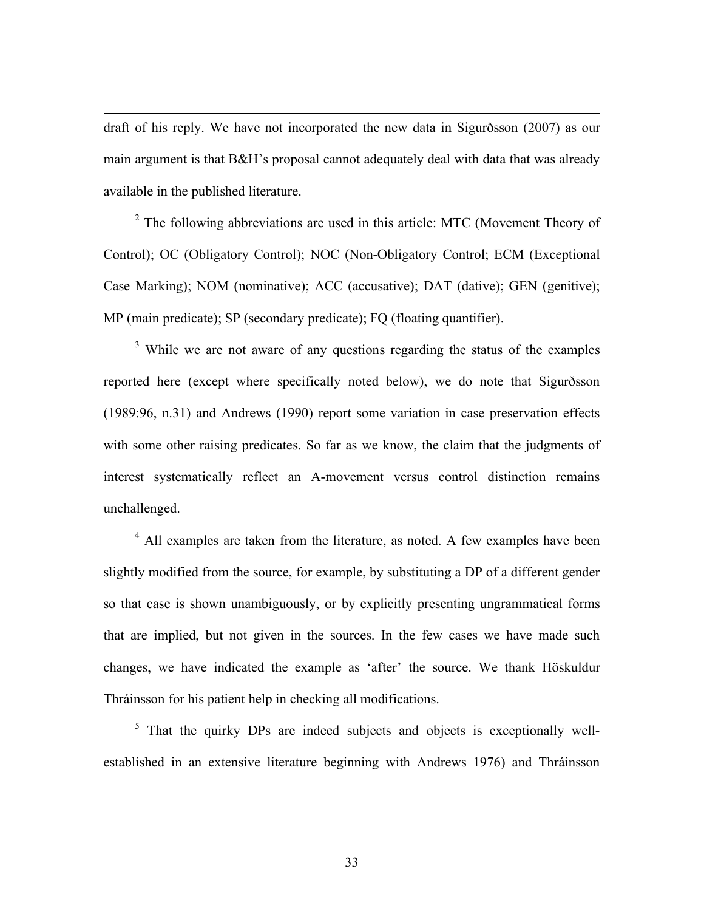draft of his reply. We have not incorporated the new data in Sigurðsson (2007) as our main argument is that B&H's proposal cannot adequately deal with data that was already available in the published literature.

[2] The following abbreviations are used in this article: MTC (Movement Theory of Control); OC (Obligatory Control); NOC (Non-Obligatory Control; ECM (Exceptional Case Marking); NOM (nominative); ACC (accusative); DAT (dative); GEN (genitive); MP (main predicate); SP (secondary predicate); FQ (floating quantifier).

[3] While we are not aware of any questions regarding the status of the examples reported here (except where specifically noted below), we do note that Sigurðsson (1989:96, n.31) and Andrews (1990) report some variation in case preservation effects with some other raising predicates. So far as we know, the claim that the judgments of interest systematically reflect an A-movement versus control distinction remains unchallenged.

[4] All examples are taken from the literature, as noted. A few examples have been slightly modified from the source, for example, by substituting a DP of a different gender so that case is shown unambiguously, or by explicitly presenting ungrammatical forms that are implied, but not given in the sources. In the few cases we have made such changes, we have indicated the example as 'after' the source. We thank Höskuldur Thráinsson for his patient help in checking all modifications.

[5] That the quirky DPs are indeed subjects and objects is exceptionally well-established in an extensive literature beginning with Andrews 1976) and Thráinsson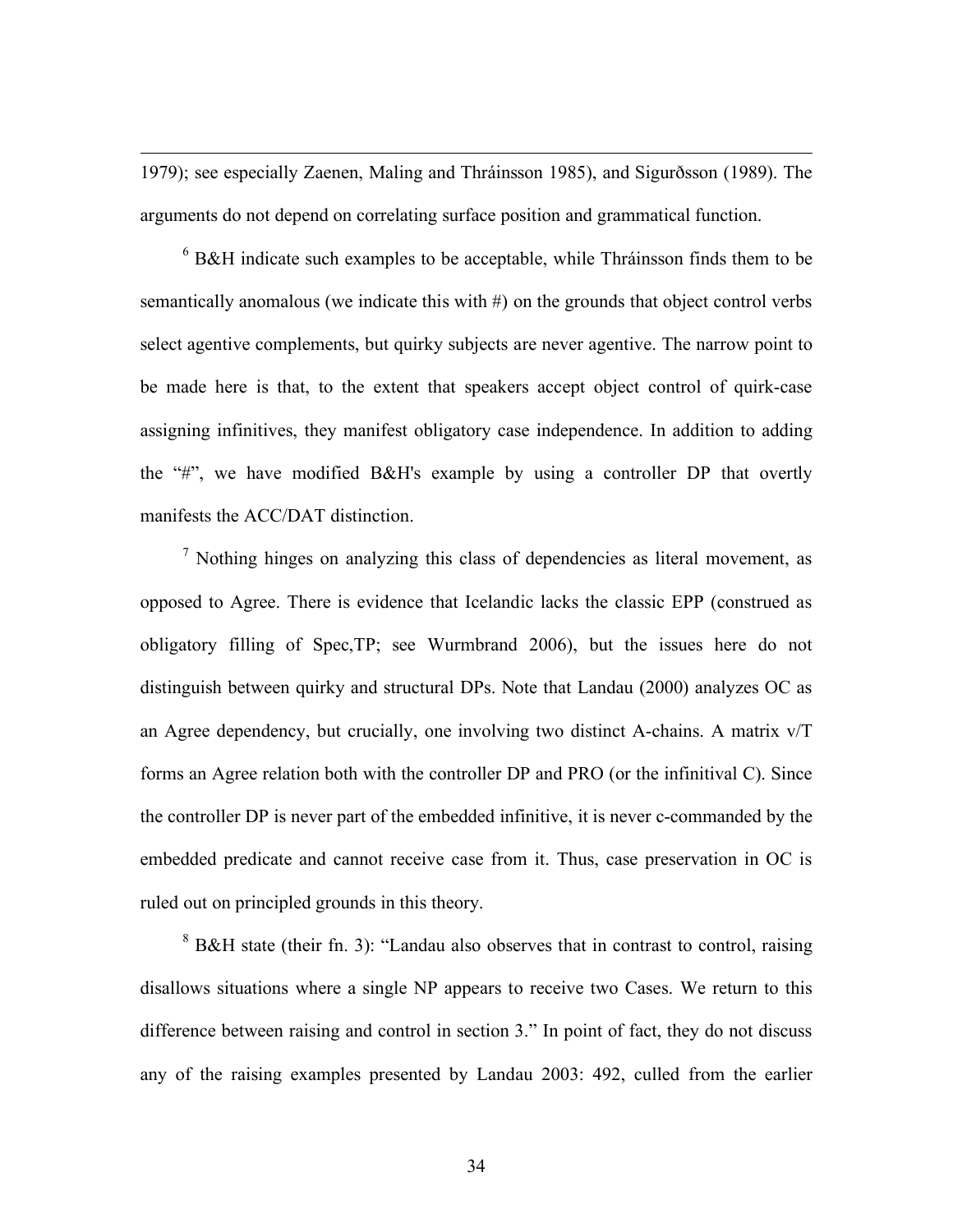1979); see especially Zaenen, Maling and Thráinsson 1985), and Sigurðsson (1989). The arguments do not depend on correlating surface position and grammatical function.

[6] B&H indicate such examples to be acceptable, while Thráinsson finds them to be semantically anomalous (we indicate this with #) on the grounds that object control verbs select agentive complements, but quirky subjects are never agentive. The narrow point to be made here is that, to the extent that speakers accept object control of quirk-case assigning infinitives, they manifest obligatory case independence. In addition to adding the "#", we have modified B&H's example by using a controller DP that overtly manifests the ACC/DAT distinction.

[7] Nothing hinges on analyzing this class of dependencies as literal movement, as opposed to Agree. There is evidence that Icelandic lacks the classic EPP (construed as obligatory filling of Spec,TP; see Wurmbrand 2006), but the issues here do not distinguish between quirky and structural DPs. Note that Landau (2000) analyzes OC as an Agree dependency, but crucially, one involving two distinct A-chains. A matrix v/T forms an Agree relation both with the controller DP and PRO (or the infinitival C). Since the controller DP is never part of the embedded infinitive, it is never c-commanded by the embedded predicate and cannot receive case from it. Thus, case preservation in OC is ruled out on principled grounds in this theory.

[8] B&H state (their fn. 3): "Landau also observes that in contrast to control, raising disallows situations where a single NP appears to receive two Cases. We return to this difference between raising and control in section 3." In point of fact, they do not discuss any of the raising examples presented by Landau 2003: 492, culled from the earlier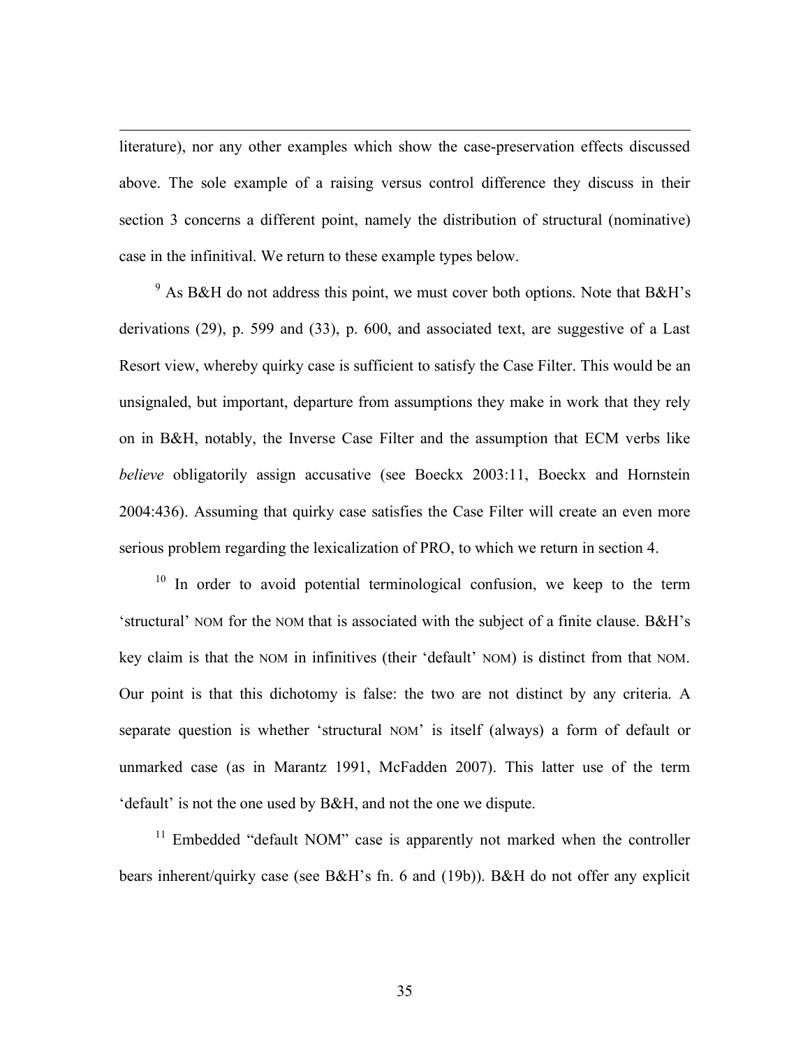literature), nor any other examples which show the case-preservation effects discussed above. The sole example of a raising versus control difference they discuss in their section 3 concerns a different point, namely the distribution of structural (nominative) case in the infinitival. We return to these example types below.

[9] As B&H do not address this point, we must cover both options. Note that B&H's derivations (29), p. 599 and (33), p. 600, and associated text, are suggestive of a Last Resort view, whereby quirky case is sufficient to satisfy the Case Filter. This would be an unsignaled, but important, departure from assumptions they make in work that they rely on in B&H, notably, the Inverse Case Filter and the assumption that ECM verbs like *believe* obligatorily assign accusative (see Boeckx 2003:11, Boeckx and Hornstein 2004:436). Assuming that quirky case satisfies the Case Filter will create an even more serious problem regarding the lexicalization of PRO, to which we return in section 4.

[10] In order to avoid potential terminological confusion, we keep to the term 'structural' NOM for the NOM that is associated with the subject of a finite clause. B&H's key claim is that the NOM in infinitives (their 'default' NOM) is distinct from that NOM. Our point is that this dichotomy is false: the two are not distinct by any criteria. A separate question is whether 'structural NOM' is itself (always) a form of default or unmarked case (as in Marantz 1991, McFadden 2007). This latter use of the term 'default' is not the one used by B&H, and not the one we dispute.

[11] Embedded "default NOM" case is apparently not marked when the controller bears inherent/quirky case (see B&H's fn. 6 and (19b)). B&H do not offer any explicit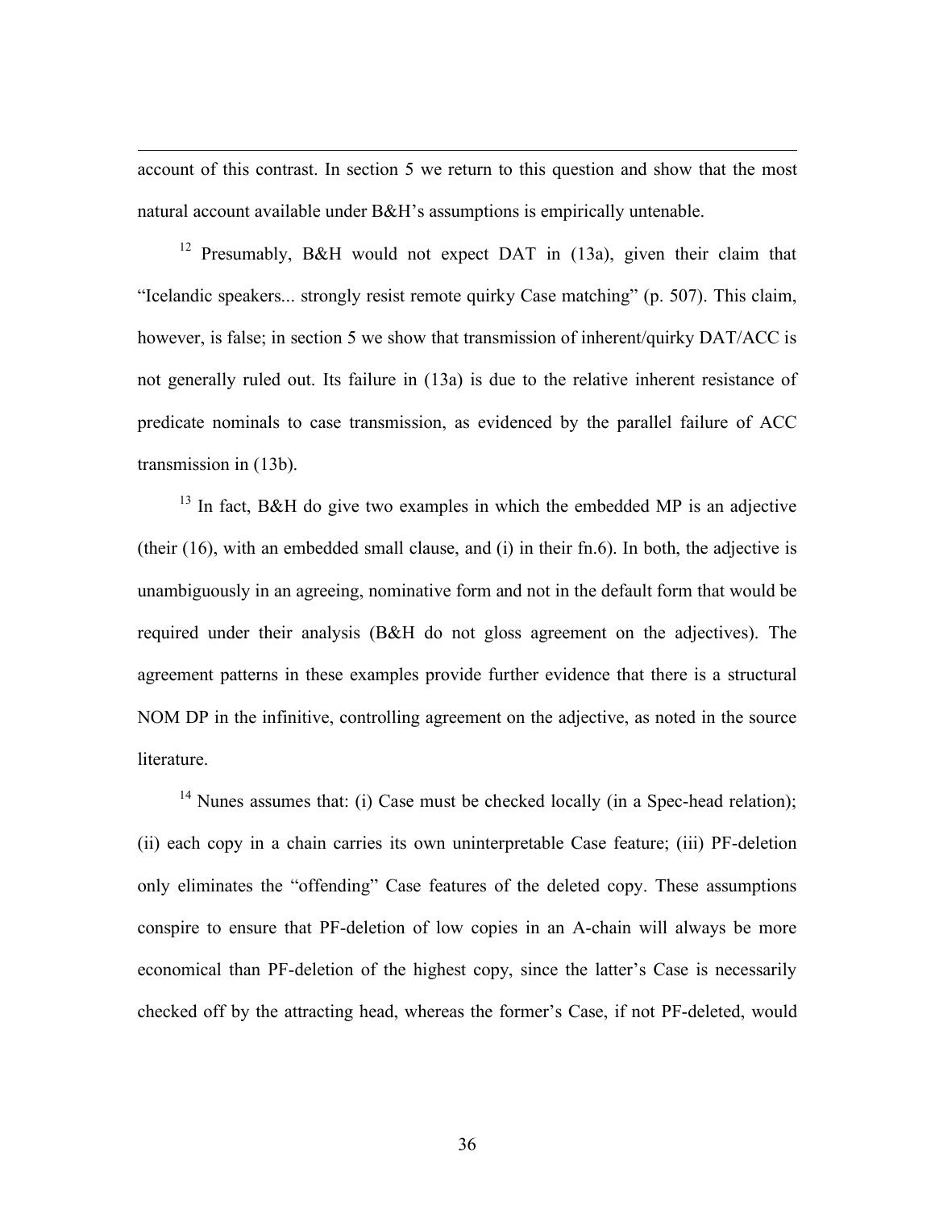account of this contrast. In section 5 we return to this question and show that the most natural account available under B&H's assumptions is empirically untenable.

[12] Presumably, B&H would not expect DAT in (13a), given their claim that "Icelandic speakers... strongly resist remote quirky Case matching" (p. 507). This claim, however, is false; in section 5 we show that transmission of inherent/quirky DAT/ACC is not generally ruled out. Its failure in (13a) is due to the relative inherent resistance of predicate nominals to case transmission, as evidenced by the parallel failure of ACC transmission in (13b).

[13] In fact, B&H do give two examples in which the embedded MP is an adjective (their (16), with an embedded small clause, and (i) in their fn.6). In both, the adjective is unambiguously in an agreeing, nominative form and not in the default form that would be required under their analysis (B&H do not gloss agreement on the adjectives). The agreement patterns in these examples provide further evidence that there is a structural NOM DP in the infinitive, controlling agreement on the adjective, as noted in the source literature.

[14] Nunes assumes that: (i) Case must be checked locally (in a Spec-head relation); (ii) each copy in a chain carries its own uninterpretable Case feature; (iii) PF-deletion only eliminates the "offending" Case features of the deleted copy. These assumptions conspire to ensure that PF-deletion of low copies in an A-chain will always be more economical than PF-deletion of the highest copy, since the latter's Case is necessarily checked off by the attracting head, whereas the former's Case, if not PF-deleted, would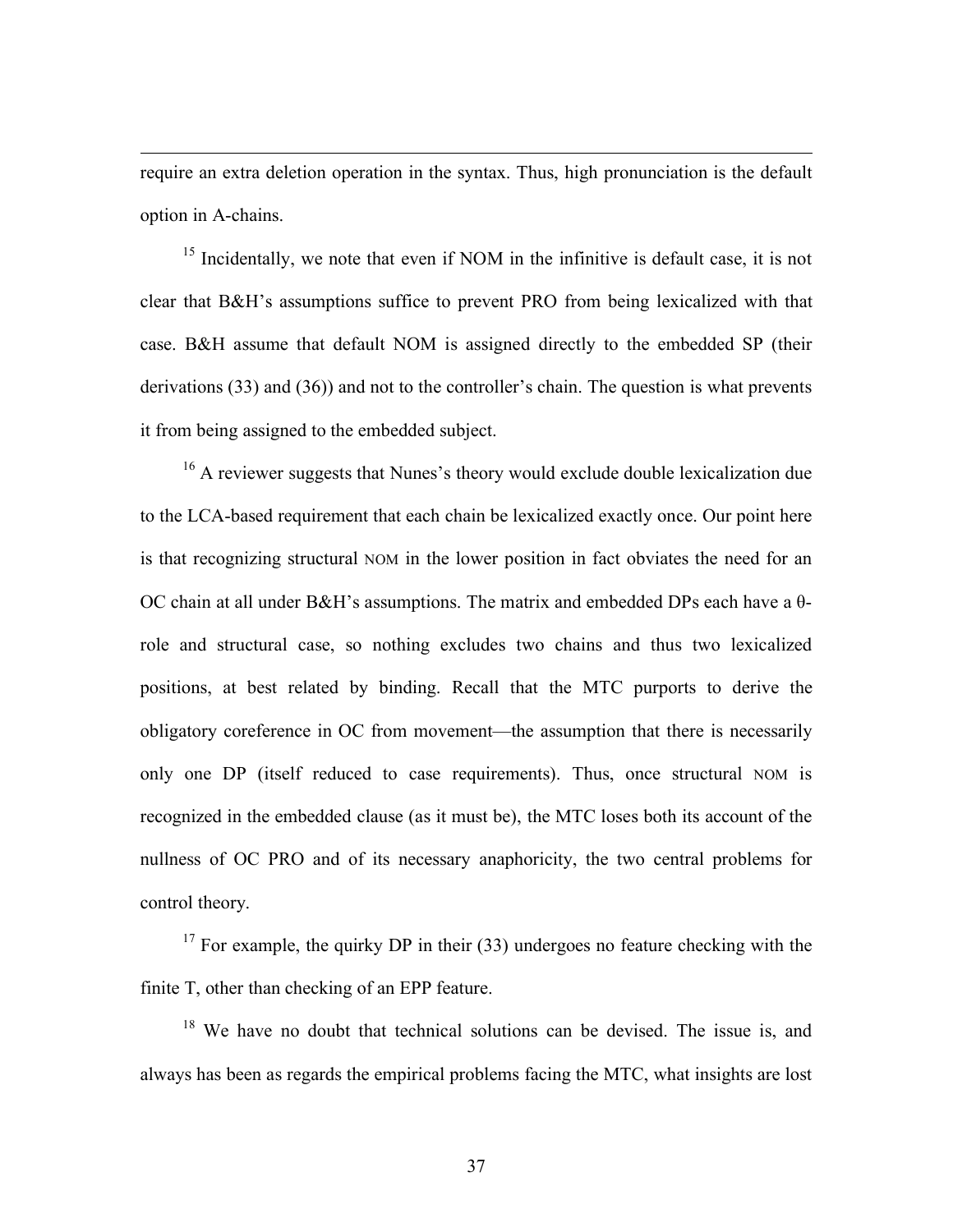require an extra deletion operation in the syntax. Thus, high pronunciation is the default option in A-chains.

[15] Incidentally, we note that even if NOM in the infinitive is default case, it is not clear that B&H's assumptions suffice to prevent PRO from being lexicalized with that case. B&H assume that default NOM is assigned directly to the embedded SP (their derivations (33) and (36)) and not to the controller's chain. The question is what prevents it from being assigned to the embedded subject.

[16] A reviewer suggests that Nunes's theory would exclude double lexicalization due to the LCA-based requirement that each chain be lexicalized exactly once. Our point here is that recognizing structural NOM in the lower position in fact obviates the need for an OC chain at all under B&H's assumptions. The matrix and embedded DPs each have a θ-role and structural case, so nothing excludes two chains and thus two lexicalized positions, at best related by binding. Recall that the MTC purports to derive the obligatory coreference in OC from movement—the assumption that there is necessarily only one DP (itself reduced to case requirements). Thus, once structural NOM is recognized in the embedded clause (as it must be), the MTC loses both its account of the nullness of OC PRO and of its necessary anaphoricity, the two central problems for control theory.

[17] For example, the quirky DP in their (33) undergoes no feature checking with the finite T, other than checking of an EPP feature.

[18] We have no doubt that technical solutions can be devised. The issue is, and always has been as regards the empirical problems facing the MTC, what insights are lost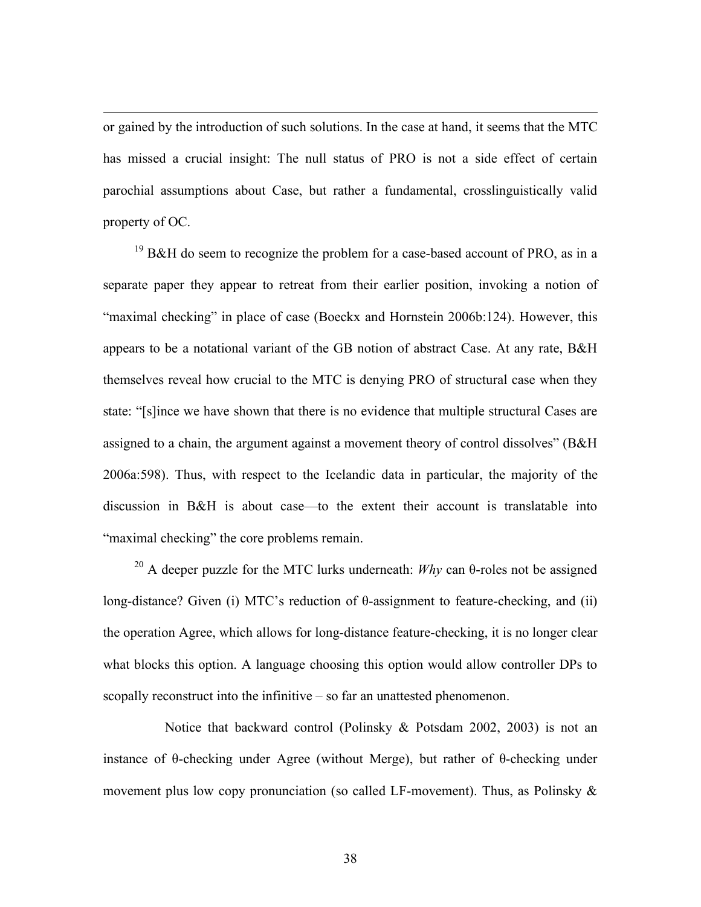or gained by the introduction of such solutions. In the case at hand, it seems that the MTC has missed a crucial insight: The null status of PRO is not a side effect of certain parochial assumptions about Case, but rather a fundamental, crosslinguistically valid property of OC.

[19] B&H do seem to recognize the problem for a case-based account of PRO, as in a separate paper they appear to retreat from their earlier position, invoking a notion of "maximal checking" in place of case (Boeckx and Hornstein 2006b:124). However, this appears to be a notational variant of the GB notion of abstract Case. At any rate, B&H themselves reveal how crucial to the MTC is denying PRO of structural case when they state: "[s]ince we have shown that there is no evidence that multiple structural Cases are assigned to a chain, the argument against a movement theory of control dissolves" (B&H 2006a:598). Thus, with respect to the Icelandic data in particular, the majority of the discussion in B&H is about case—to the extent their account is translatable into "maximal checking" the core problems remain.

[20] A deeper puzzle for the MTC lurks underneath: *Why* can θ-roles not be assigned long-distance? Given (i) MTC's reduction of θ-assignment to feature-checking, and (ii) the operation Agree, which allows for long-distance feature-checking, it is no longer clear what blocks this option. A language choosing this option would allow controller DPs to scopally reconstruct into the infinitive – so far an unattested phenomenon.

Notice that backward control (Polinsky & Potsdam 2002, 2003) is not an instance of θ-checking under Agree (without Merge), but rather of θ-checking under movement plus low copy pronunciation (so called LF-movement). Thus, as Polinsky &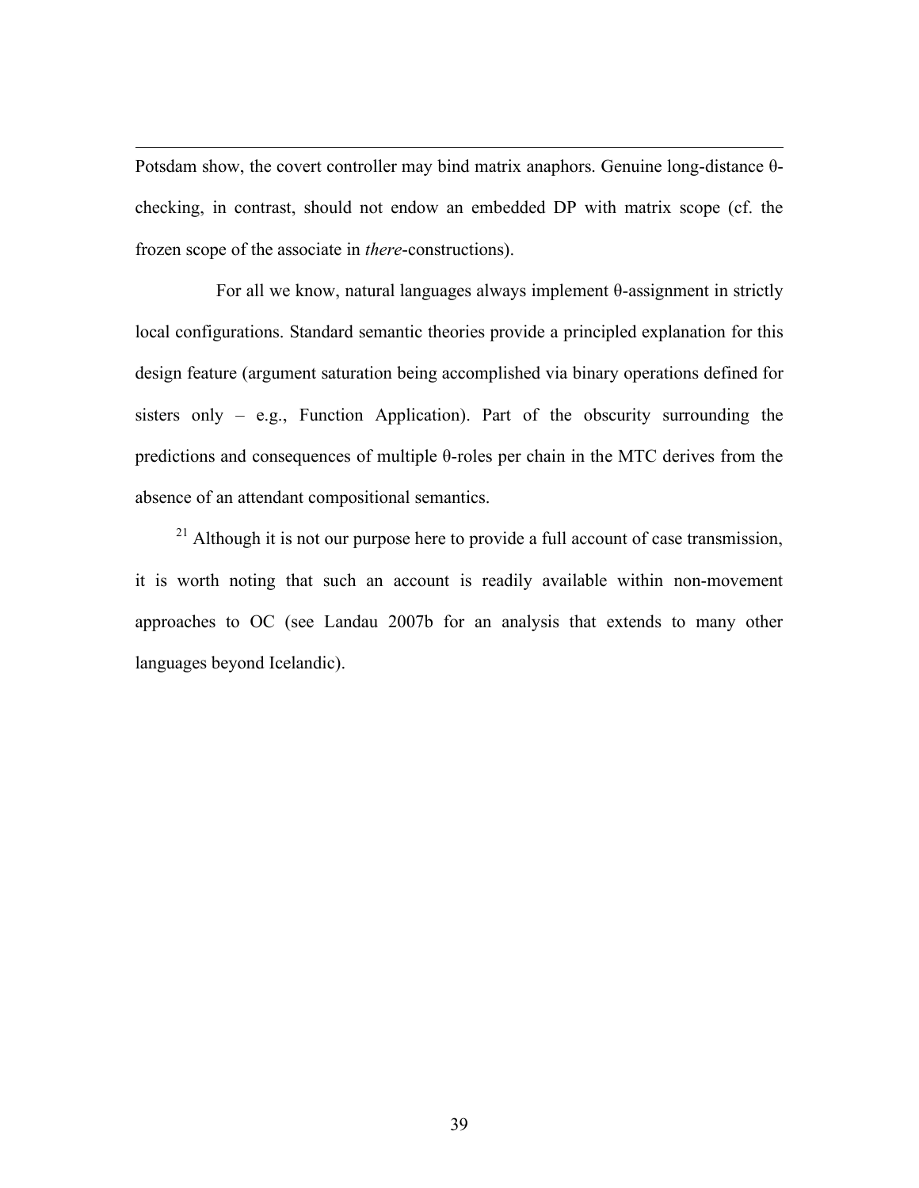Potsdam show, the covert controller may bind matrix anaphors. Genuine long-distance θ-checking, in contrast, should not endow an embedded DP with matrix scope (cf. the frozen scope of the associate in *there*-constructions).

For all we know, natural languages always implement θ-assignment in strictly local configurations. Standard semantic theories provide a principled explanation for this design feature (argument saturation being accomplished via binary operations defined for sisters only – e.g., Function Application). Part of the obscurity surrounding the predictions and consequences of multiple θ-roles per chain in the MTC derives from the absence of an attendant compositional semantics.

[21] Although it is not our purpose here to provide a full account of case transmission, it is worth noting that such an account is readily available within non-movement approaches to OC (see Landau 2007b for an analysis that extends to many other languages beyond Icelandic).